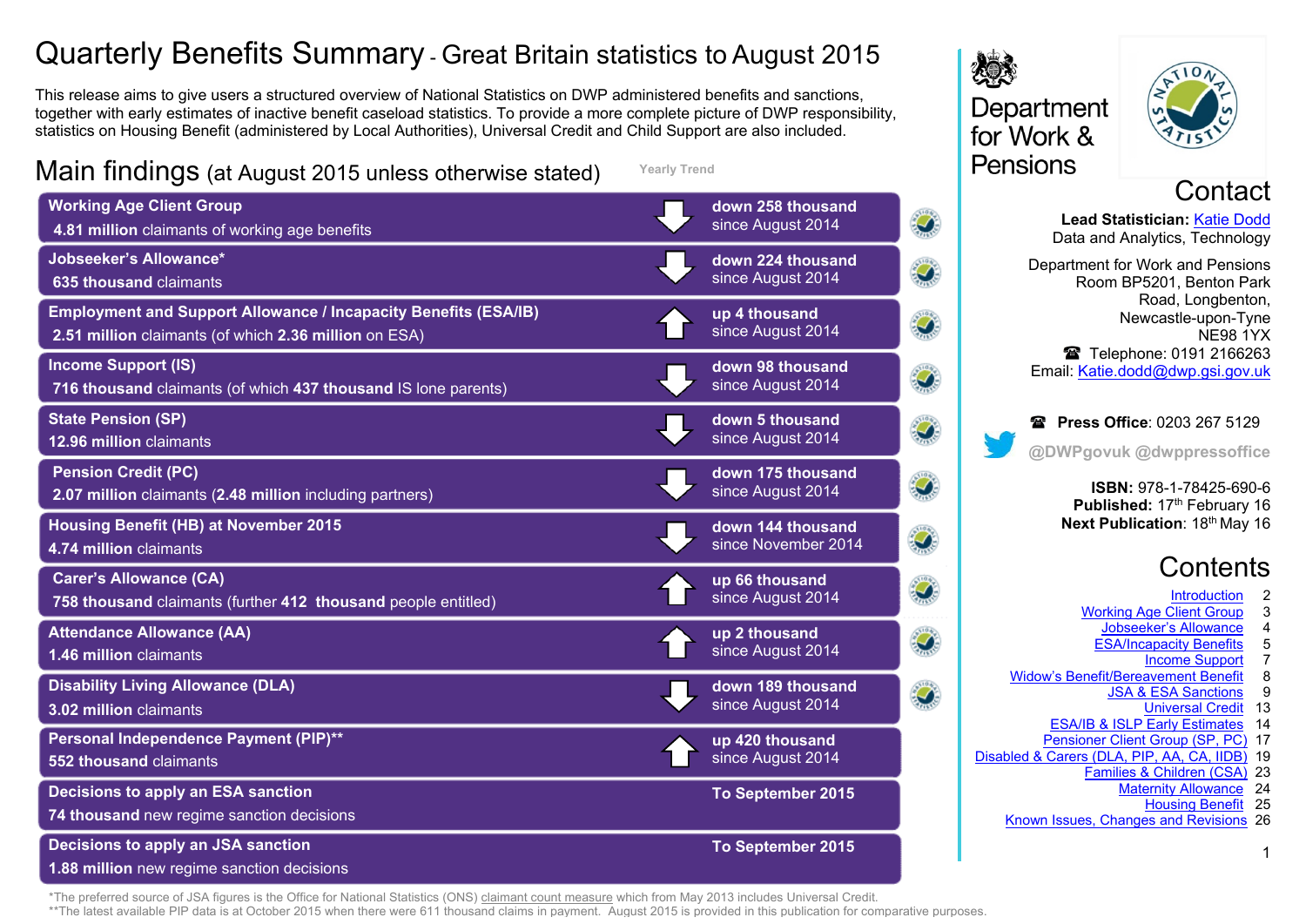# Quarterly Benefits Summary - Great Britain statistics to August 2015

This release aims to give users a structured overview of National Statistics on DWP administered benefits and sanctions, together with early estimates of inactive benefit caseload statistics. To provide a more complete picture of DWP responsibility, statistics on Housing Benefit (administered by Local Authorities), Universal Credit and Child Support are also included.

## Main findings (at August 2015 unless otherwise stated)

| Benefit | Yearly Trend |
|---|---|
| **Working Age Client Group**<br>**4.81 million** claimants of working age benefits | **down 258 thousand**<br>since August 2014 |
| **Jobseeker's Allowance***<br>635 thousand claimants | **down 224 thousand**<br>since August 2014 |
| **Employment and Support Allowance / Incapacity Benefits (ESA/IB)**<br>**2.51 million** claimants (of which **2.36 million** on ESA) | **up 4 thousand**<br>since August 2014 |
| **Income Support (IS)**<br>**716 thousand** claimants (of which **437 thousand** IS lone parents) | **down 98 thousand**<br>since August 2014 |
| **State Pension (SP)**<br>**12.96 million** claimants | **down 5 thousand**<br>since August 2014 |
| **Pension Credit (PC)**<br>**2.07 million** claimants (**2.48 million** including partners) | **down 175 thousand**<br>since August 2014 |
| **Housing Benefit (HB) at November 2015**<br>**4.74 million** claimants | **down 144 thousand**<br>since November 2014 |
| **Carer's Allowance (CA)**<br>**758 thousand** claimants (further **412 thousand** people entitled) | **up 66 thousand**<br>since August 2014 |
| **Attendance Allowance (AA)**<br>**1.46 million** claimants | **up 2 thousand**<br>since August 2014 |
| **Disability Living Allowance (DLA)**<br>**3.02 million** claimants | **down 189 thousand**<br>since August 2014 |
| **Personal Independence Payment (PIP)****<br>**552 thousand** claimants | **up 420 thousand**<br>since August 2014 |
| **Decisions to apply an ESA sanction**<br>**74 thousand** new regime sanction decisions | **To September 2015** |
| **Decisions to apply an JSA sanction**<br>**1.88 million** new regime sanction decisions | **To September 2015** |

*The preferred source of JSA figures is the Office for National Statistics (ONS) claimant count measure which from May 2013 includes Universal Credit.
**The latest available PIP data is at October 2015 when there were 611 thousand claims in payment. August 2015 is provided in this publication for comparative purposes.

Department for Work & Pensions

## Contact

**Lead Statistician:** Katie Dodd
Data and Analytics, Technology

Department for Work and Pensions
Room BP5201, Benton Park Road, Longbenton,
Newcastle-upon-Tyne
NE98 1YX
☎ Telephone: 0191 2166263
Email: Katie.dodd@dwp.gsi.gov.uk

☎ **Press Office**: 0203 267 5129
@DWPgovuk @dwppressoffice

**ISBN:** 978-1-78425-690-6
**Published:** 17th February 16
**Next Publication**: 18th May 16

## Contents

| Section | Page |
|---|---|
| Introduction | 2 |
| Working Age Client Group | 3 |
| Jobseeker's Allowance | 4 |
| ESA/Incapacity Benefits | 5 |
| Income Support | 7 |
| Widow's Benefit/Bereavement Benefit | 8 |
| JSA & ESA Sanctions | 9 |
| Universal Credit | 13 |
| ESA/IB & ISLP Early Estimates | 14 |
| Pensioner Client Group (SP, PC) | 17 |
| Disabled & Carers (DLA, PIP, AA, CA, IIDB) | 19 |
| Families & Children (CSA) | 23 |
| Maternity Allowance | 24 |
| Housing Benefit | 25 |
| Known Issues, Changes and Revisions | 26 |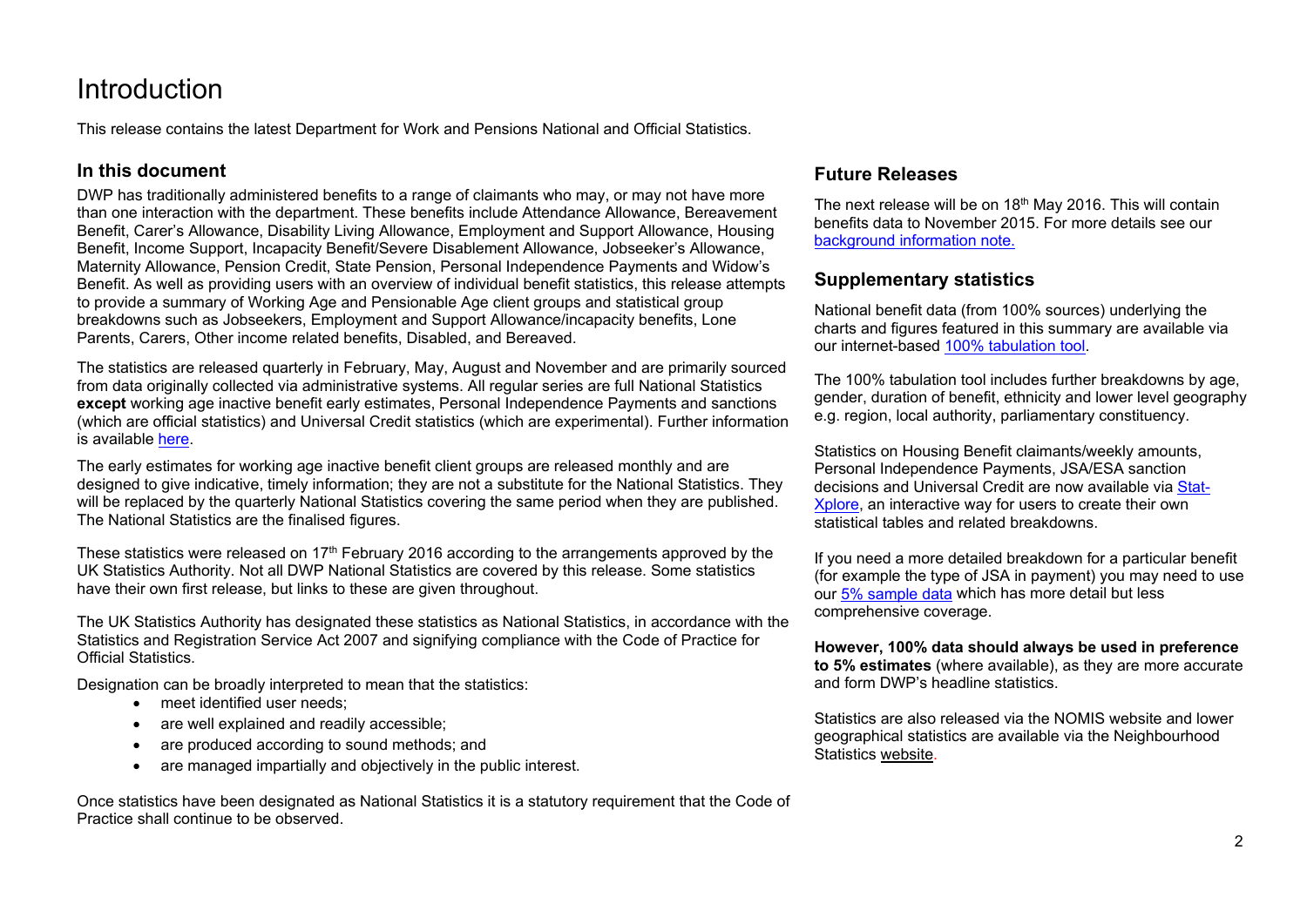# Introduction

This release contains the latest Department for Work and Pensions National and Official Statistics.

## In this document

DWP has traditionally administered benefits to a range of claimants who may, or may not have more than one interaction with the department. These benefits include Attendance Allowance, Bereavement Benefit, Carer's Allowance, Disability Living Allowance, Employment and Support Allowance, Housing Benefit, Income Support, Incapacity Benefit/Severe Disablement Allowance, Jobseeker's Allowance, Maternity Allowance, Pension Credit, State Pension, Personal Independence Payments and Widow's Benefit. As well as providing users with an overview of individual benefit statistics, this release attempts to provide a summary of Working Age and Pensionable Age client groups and statistical group breakdowns such as Jobseekers, Employment and Support Allowance/incapacity benefits, Lone Parents, Carers, Other income related benefits, Disabled, and Bereaved.

The statistics are released quarterly in February, May, August and November and are primarily sourced from data originally collected via administrative systems. All regular series are full National Statistics **except** working age inactive benefit early estimates, Personal Independence Payments and sanctions (which are official statistics) and Universal Credit statistics (which are experimental). Further information is available here.

The early estimates for working age inactive benefit client groups are released monthly and are designed to give indicative, timely information; they are not a substitute for the National Statistics. They will be replaced by the quarterly National Statistics covering the same period when they are published. The National Statistics are the finalised figures.

These statistics were released on 17th February 2016 according to the arrangements approved by the UK Statistics Authority. Not all DWP National Statistics are covered by this release. Some statistics have their own first release, but links to these are given throughout.

The UK Statistics Authority has designated these statistics as National Statistics, in accordance with the Statistics and Registration Service Act 2007 and signifying compliance with the Code of Practice for Official Statistics.

Designation can be broadly interpreted to mean that the statistics:

- meet identified user needs;
- are well explained and readily accessible;
- are produced according to sound methods; and
- are managed impartially and objectively in the public interest.

Once statistics have been designated as National Statistics it is a statutory requirement that the Code of Practice shall continue to be observed.

## Future Releases

The next release will be on 18th May 2016. This will contain benefits data to November 2015. For more details see our background information note.

## Supplementary statistics

National benefit data (from 100% sources) underlying the charts and figures featured in this summary are available via our internet-based 100% tabulation tool.

The 100% tabulation tool includes further breakdowns by age, gender, duration of benefit, ethnicity and lower level geography e.g. region, local authority, parliamentary constituency.

Statistics on Housing Benefit claimants/weekly amounts, Personal Independence Payments, JSA/ESA sanction decisions and Universal Credit are now available via Stat-Xplore, an interactive way for users to create their own statistical tables and related breakdowns.

If you need a more detailed breakdown for a particular benefit (for example the type of JSA in payment) you may need to use our 5% sample data which has more detail but less comprehensive coverage.

**However, 100% data should always be used in preference to 5% estimates** (where available), as they are more accurate and form DWP's headline statistics.

Statistics are also released via the NOMIS website and lower geographical statistics are available via the Neighbourhood Statistics website.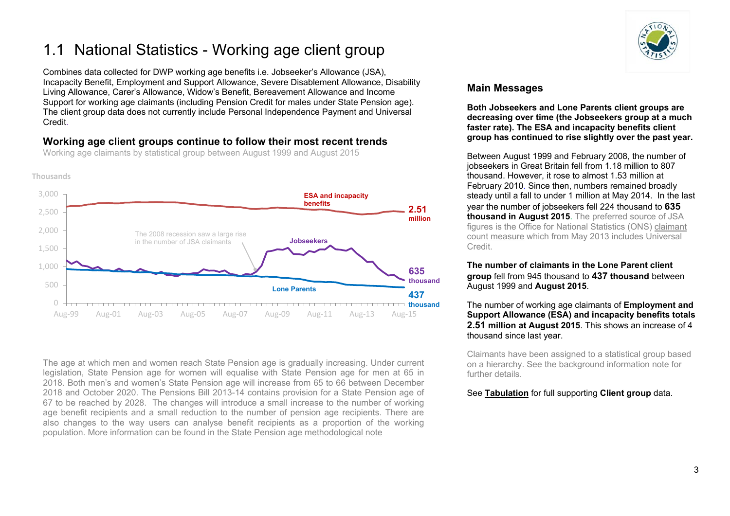# 1.1 National Statistics - Working age client group

Combines data collected for DWP working age benefits i.e. Jobseeker's Allowance (JSA), Incapacity Benefit, Employment and Support Allowance, Severe Disablement Allowance, Disability Living Allowance, Carer's Allowance, Widow's Benefit, Bereavement Allowance and Income Support for working age claimants (including Pension Credit for males under State Pension age). The client group data does not currently include Personal Independence Payment and Universal Credit.

### Working age client groups continue to follow their most recent trends

Working age claimants by statistical group between August 1999 and August 2015

Thousands

ESA and incapacity benefits **2.51 million**

Jobseekers **635 thousand**

Lone Parents **437 thousand**

The 2008 recession saw a large rise in the number of JSA claimants

The age at which men and women reach State Pension age is gradually increasing. Under current legislation, State Pension age for women will equalise with State Pension age for men at 65 in 2018. Both men's and women's State Pension age will increase from 65 to 66 between December 2018 and October 2020. The Pensions Bill 2013-14 contains provision for a State Pension age of 67 to be reached by 2028. The changes will introduce a small increase to the number of working age benefit recipients and a small reduction to the number of pension age recipients. There are also changes to the way users can analyse benefit recipients as a proportion of the working population. More information can be found in the State Pension age methodological note

## Main Messages

**Both Jobseekers and Lone Parents client groups are decreasing over time (the Jobseekers group at a much faster rate). The ESA and incapacity benefits client group has continued to rise slightly over the past year.**

Between August 1999 and February 2008, the number of jobseekers in Great Britain fell from 1.18 million to 807 thousand. However, it rose to almost 1.53 million at February 2010. Since then, numbers remained broadly steady until a fall to under 1 million at May 2014. In the last year the number of jobseekers fell 224 thousand to **635 thousand in August 2015**. The preferred source of JSA figures is the Office for National Statistics (ONS) claimant count measure which from May 2013 includes Universal Credit.

**The number of claimants in the Lone Parent client group** fell from 945 thousand to **437 thousand** between August 1999 and **August 2015**.

The number of working age claimants of **Employment and Support Allowance (ESA) and incapacity benefits totals 2.51 million at August 2015**. This shows an increase of 4 thousand since last year.

Claimants have been assigned to a statistical group based on a hierarchy. See the background information note for further details.

See **Tabulation** for full supporting **Client group** data.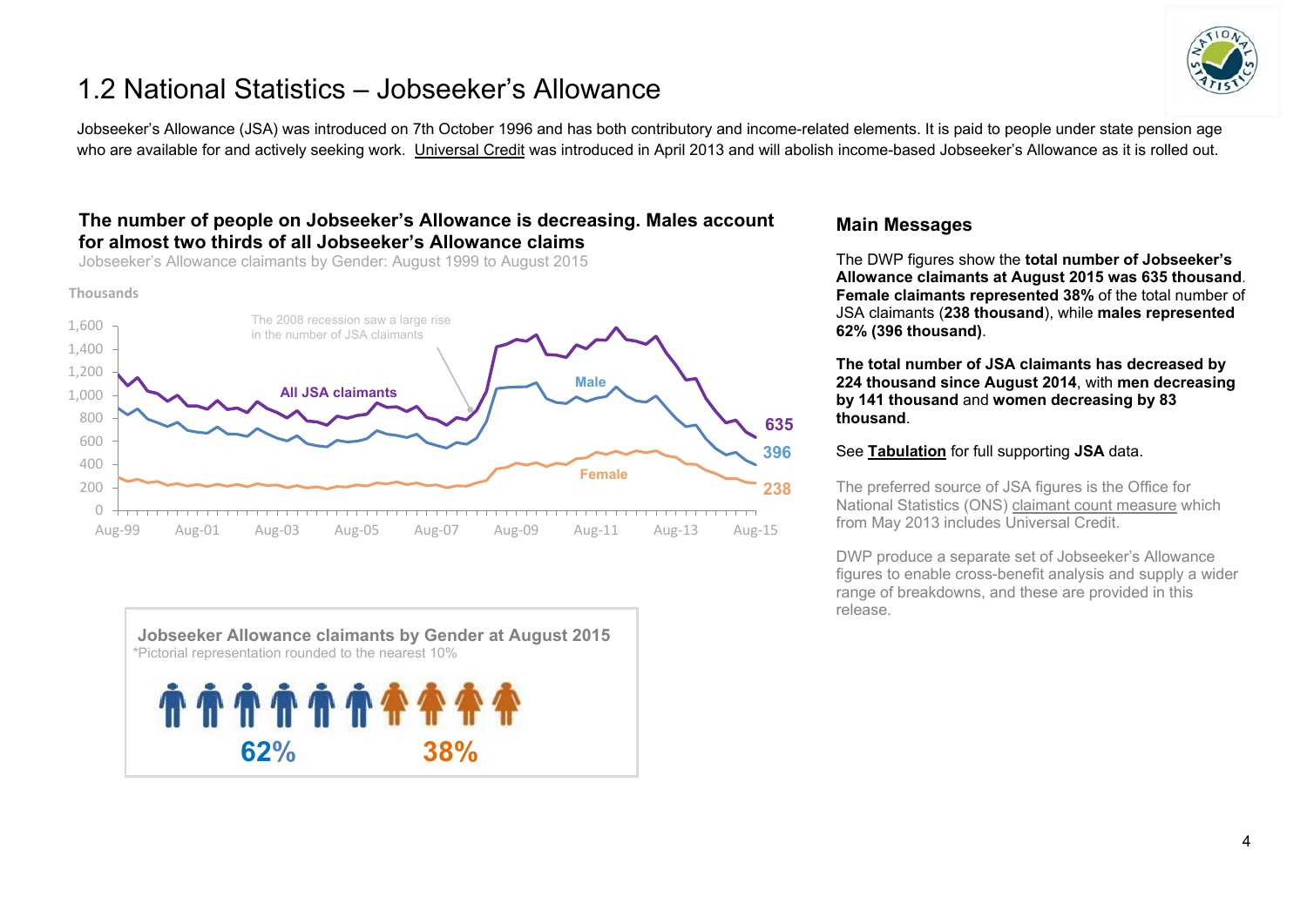# 1.2 National Statistics – Jobseeker's Allowance

Jobseeker's Allowance (JSA) was introduced on 7th October 1996 and has both contributory and income-related elements. It is paid to people under state pension age who are available for and actively seeking work. Universal Credit was introduced in April 2013 and will abolish income-based Jobseeker's Allowance as it is rolled out.

### The number of people on Jobseeker's Allowance is decreasing. Males account for almost two thirds of all Jobseeker's Allowance claims

Jobseeker's Allowance claimants by Gender: August 1999 to August 2015

Thousands

The 2008 recession saw a large rise in the number of JSA claimants

All JSA claimants: 635
Male: 396
Female: 238

Aug-99, Aug-01, Aug-03, Aug-05, Aug-07, Aug-09, Aug-11, Aug-13, Aug-15

**Jobseeker Allowance claimants by Gender at August 2015**

*Pictorial representation rounded to the nearest 10%

62% 38%

## Main Messages

The DWP figures show the **total number of Jobseeker's Allowance claimants at August 2015 was 635 thousand**. **Female claimants represented 38%** of the total number of JSA claimants (**238 thousand**), while **males represented 62% (396 thousand)**.

**The total number of JSA claimants has decreased by 224 thousand since August 2014**, with **men decreasing by 141 thousand** and **women decreasing by 83 thousand**.

See **Tabulation** for full supporting **JSA** data.

The preferred source of JSA figures is the Office for National Statistics (ONS) claimant count measure which from May 2013 includes Universal Credit.

DWP produce a separate set of Jobseeker's Allowance figures to enable cross-benefit analysis and supply a wider range of breakdowns, and these are provided in this release.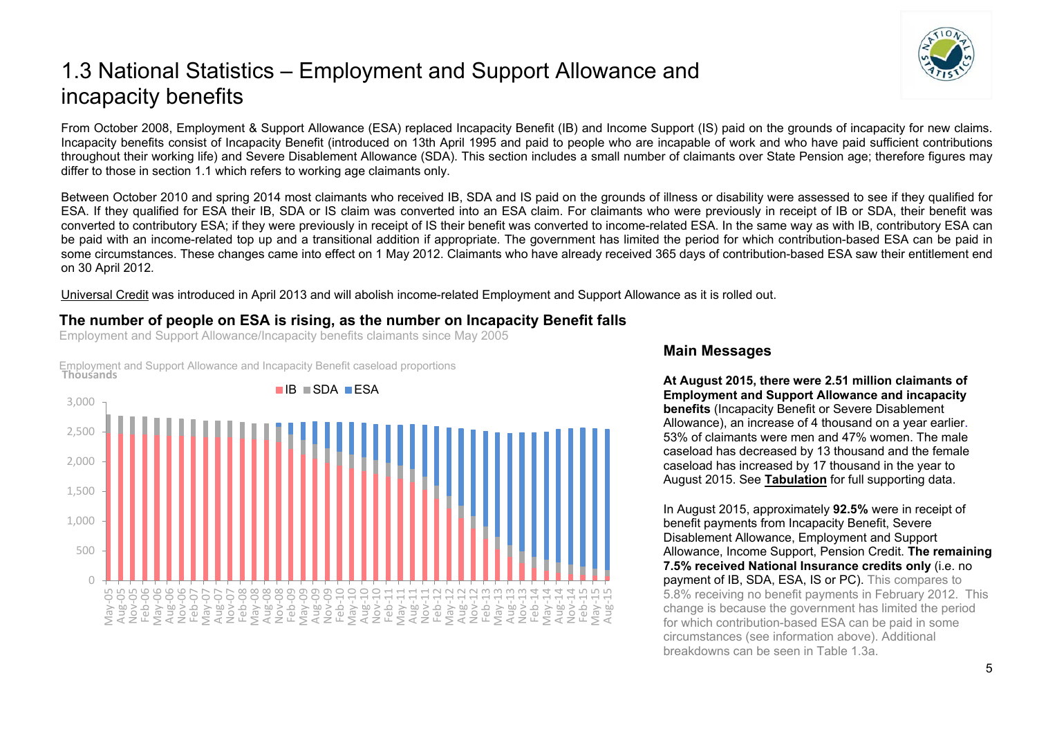# 1.3 National Statistics – Employment and Support Allowance and incapacity benefits

From October 2008, Employment & Support Allowance (ESA) replaced Incapacity Benefit (IB) and Income Support (IS) paid on the grounds of incapacity for new claims. Incapacity benefits consist of Incapacity Benefit (introduced on 13th April 1995 and paid to people who are incapable of work and who have paid sufficient contributions throughout their working life) and Severe Disablement Allowance (SDA). This section includes a small number of claimants over State Pension age; therefore figures may differ to those in section 1.1 which refers to working age claimants only.

Between October 2010 and spring 2014 most claimants who received IB, SDA and IS paid on the grounds of illness or disability were assessed to see if they qualified for ESA. If they qualified for ESA their IB, SDA or IS claim was converted into an ESA claim. For claimants who were previously in receipt of IB or SDA, their benefit was converted to contributory ESA; if they were previously in receipt of IS their benefit was converted to income-related ESA. In the same way as with IB, contributory ESA can be paid with an income-related top up and a transitional addition if appropriate. The government has limited the period for which contribution-based ESA can be paid in some circumstances. These changes came into effect on 1 May 2012. Claimants who have already received 365 days of contribution-based ESA saw their entitlement end on 30 April 2012.

Universal Credit was introduced in April 2013 and will abolish income-related Employment and Support Allowance as it is rolled out.

## The number of people on ESA is rising, as the number on Incapacity Benefit falls

Employment and Support Allowance/Incapacity benefits claimants since May 2005

Employment and Support Allowance and Incapacity Benefit caseload proportions

Thousands

IB SDA ESA

3,000
2,500
2,000
1,500
1,000
500
0

May-05 Aug-05 Nov-05 Feb-06 May-06 Aug-06 Nov-06 Feb-07 May-07 Aug-07 Nov-07 Feb-08 May-08 Aug-08 Nov-08 Feb-09 May-09 Aug-09 Nov-09 Feb-10 May-10 Aug-10 Nov-10 Feb-11 May-11 Aug-11 Nov-11 Feb-12 May-12 Aug-12 Nov-12 Feb-13 May-13 Aug-13 Nov-13 Feb-14 May-14 Aug-14 Nov-14 Feb-15 May-15 Aug-15

### Main Messages

**At August 2015, there were 2.51 million claimants of Employment and Support Allowance and incapacity benefits** (Incapacity Benefit or Severe Disablement Allowance), an increase of 4 thousand on a year earlier. 53% of claimants were men and 47% women. The male caseload has decreased by 13 thousand and the female caseload has increased by 17 thousand in the year to August 2015. See **Tabulation** for full supporting data.

In August 2015, approximately **92.5%** were in receipt of benefit payments from Incapacity Benefit, Severe Disablement Allowance, Employment and Support Allowance, Income Support, Pension Credit. **The remaining 7.5% received National Insurance credits only** (i.e. no payment of IB, SDA, ESA, IS or PC). This compares to 5.8% receiving no benefit payments in February 2012. This change is because the government has limited the period for which contribution-based ESA can be paid in some circumstances (see information above). Additional breakdowns can be seen in Table 1.3a.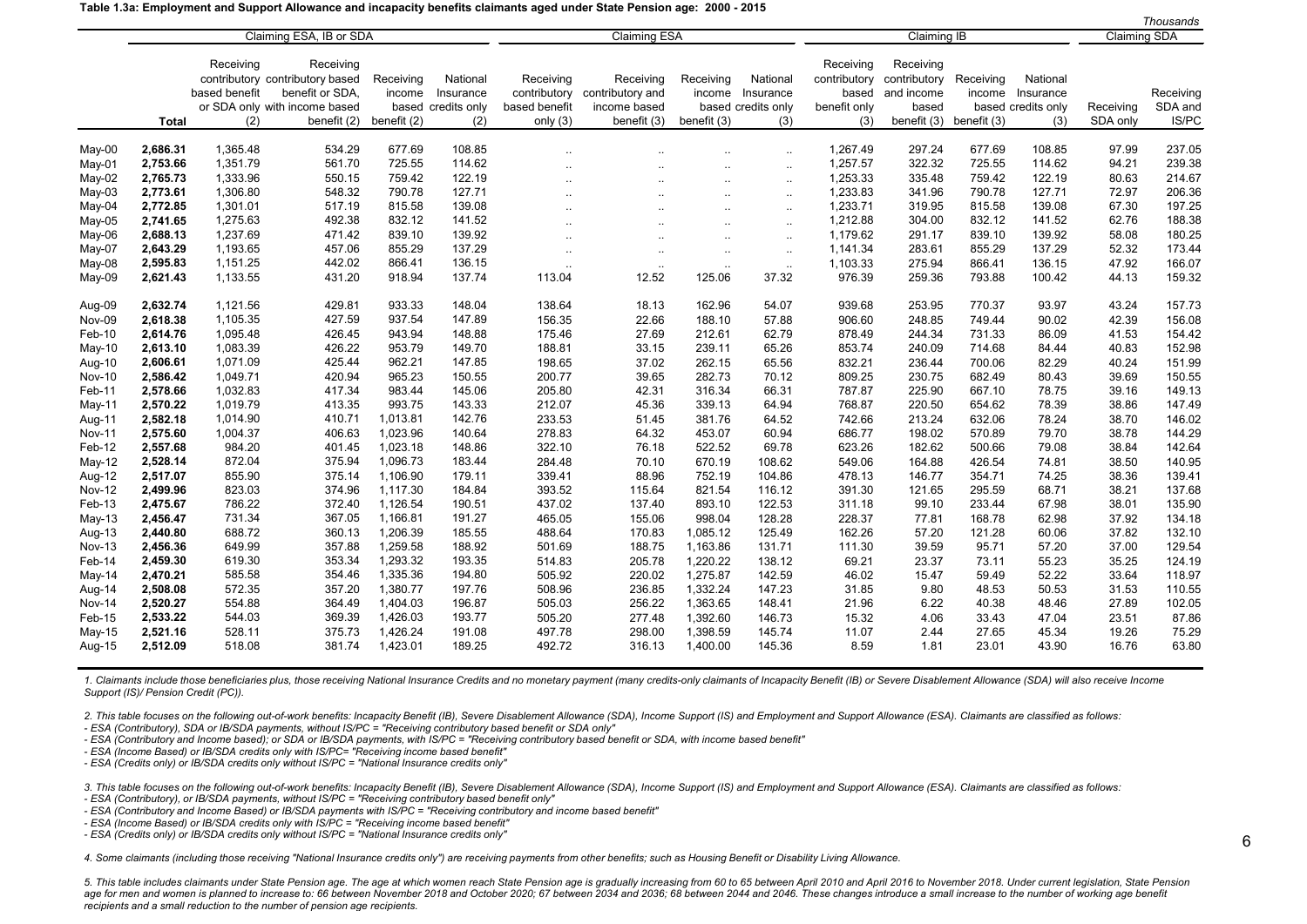**Table 1.3a: Employment and Support Allowance and incapacity benefits claimants aged under State Pension age: 2000 - 2015**

*Thousands*

| | Claiming ESA, IB or SDA | | | | | Claiming ESA | | | | Claiming IB | | | | Claiming SDA | |
|---|---|---|---|---|---|---|---|---|---|---|---|---|---|---|---|
| | **Total** | Receiving contributory based benefit or SDA only (2) | Receiving contributory based benefit or SDA, with income based benefit (2) | Receiving income based benefit (2) | National Insurance credits only (2) | Receiving contributory based benefit only (3) | Receiving contributory and income based benefit (3) | Receiving income based benefit (3) | National Insurance credits only (3) | Receiving contributory based benefit only (3) | Receiving contributory and income based benefit (3) | Receiving income based benefit (3) | National Insurance credits only (3) | Receiving SDA only | Receiving SDA and IS/PC |
| May-00 | **2,686.31** | 1,365.48 | 534.29 | 677.69 | 108.85 | .. | .. | .. | .. | 1,267.49 | 297.24 | 677.69 | 108.85 | 97.99 | 237.05 |
| May-01 | **2,753.66** | 1,351.79 | 561.70 | 725.55 | 114.62 | .. | .. | .. | .. | 1,257.57 | 322.32 | 725.55 | 114.62 | 94.21 | 239.38 |
| May-02 | **2,765.73** | 1,333.96 | 550.15 | 759.42 | 122.19 | .. | .. | .. | .. | 1,253.33 | 335.48 | 759.42 | 122.19 | 80.63 | 214.67 |
| May-03 | **2,773.61** | 1,306.80 | 548.32 | 790.78 | 127.71 | .. | .. | .. | .. | 1,233.83 | 341.96 | 790.78 | 127.71 | 72.97 | 206.36 |
| May-04 | **2,772.85** | 1,301.01 | 517.19 | 815.58 | 139.08 | .. | .. | .. | .. | 1,233.71 | 319.95 | 815.58 | 139.08 | 67.30 | 197.25 |
| May-05 | **2,741.65** | 1,275.63 | 492.38 | 832.12 | 141.52 | .. | .. | .. | .. | 1,212.88 | 304.00 | 832.12 | 141.52 | 62.76 | 188.38 |
| May-06 | **2,688.13** | 1,237.69 | 471.42 | 839.10 | 139.92 | .. | .. | .. | .. | 1,179.62 | 291.17 | 839.10 | 139.92 | 58.08 | 180.25 |
| May-07 | **2,643.29** | 1,193.65 | 457.06 | 855.29 | 137.29 | .. | .. | .. | .. | 1,141.34 | 283.61 | 855.29 | 137.29 | 52.32 | 173.44 |
| May-08 | **2,595.83** | 1,151.25 | 442.02 | 866.41 | 136.15 | .. | .. | .. | .. | 1,103.33 | 275.94 | 866.41 | 136.15 | 47.92 | 166.07 |
| May-09 | **2,621.43** | 1,133.55 | 431.20 | 918.94 | 137.74 | 113.04 | 12.52 | 125.06 | 37.32 | 976.39 | 259.36 | 793.88 | 100.42 | 44.13 | 159.32 |
| Aug-09 | **2,632.74** | 1,121.56 | 429.81 | 933.33 | 148.04 | 138.64 | 18.13 | 162.96 | 54.07 | 939.68 | 253.95 | 770.37 | 93.97 | 43.24 | 157.73 |
| Nov-09 | **2,618.38** | 1,105.35 | 427.59 | 937.54 | 147.89 | 156.35 | 22.66 | 188.10 | 57.88 | 906.60 | 248.85 | 749.44 | 90.02 | 42.39 | 156.08 |
| Feb-10 | **2,614.76** | 1,095.48 | 426.45 | 943.94 | 148.88 | 175.46 | 27.69 | 212.61 | 62.79 | 878.49 | 244.34 | 731.33 | 86.09 | 41.53 | 154.42 |
| May-10 | **2,613.10** | 1,083.39 | 426.22 | 953.79 | 149.70 | 188.81 | 33.15 | 239.11 | 65.26 | 853.74 | 240.09 | 714.68 | 84.44 | 40.83 | 152.98 |
| Aug-10 | **2,606.61** | 1,071.09 | 425.44 | 962.21 | 147.85 | 198.65 | 37.02 | 262.15 | 65.56 | 832.21 | 236.44 | 700.06 | 82.29 | 40.24 | 151.99 |
| Nov-10 | **2,586.42** | 1,049.71 | 420.94 | 965.23 | 150.55 | 200.77 | 39.65 | 282.73 | 70.12 | 809.25 | 230.75 | 682.49 | 80.43 | 39.69 | 150.55 |
| Feb-11 | **2,578.66** | 1,032.83 | 417.34 | 983.44 | 145.06 | 205.80 | 42.31 | 316.34 | 66.31 | 787.87 | 225.90 | 667.10 | 78.75 | 39.16 | 149.13 |
| May-11 | **2,570.22** | 1,019.79 | 413.35 | 993.75 | 143.33 | 212.07 | 45.36 | 339.13 | 64.94 | 768.87 | 220.50 | 654.62 | 78.39 | 38.86 | 147.49 |
| Aug-11 | **2,582.18** | 1,014.90 | 410.71 | 1,013.81 | 142.76 | 233.53 | 51.45 | 381.76 | 64.52 | 742.66 | 213.24 | 632.06 | 78.24 | 38.70 | 146.02 |
| Nov-11 | **2,575.60** | 1,004.37 | 406.63 | 1,023.96 | 140.64 | 278.83 | 64.32 | 453.07 | 60.94 | 686.77 | 198.02 | 570.89 | 79.70 | 38.78 | 144.29 |
| Feb-12 | **2,557.68** | 984.20 | 401.45 | 1,023.18 | 148.86 | 322.10 | 76.18 | 522.52 | 69.78 | 623.26 | 182.62 | 500.66 | 79.08 | 38.84 | 142.64 |
| May-12 | **2,528.14** | 872.04 | 375.94 | 1,096.73 | 183.44 | 284.48 | 70.10 | 670.19 | 108.62 | 549.06 | 164.88 | 426.54 | 74.81 | 38.50 | 140.95 |
| Aug-12 | **2,517.07** | 855.90 | 375.14 | 1,106.90 | 179.11 | 339.41 | 88.96 | 752.19 | 104.86 | 478.13 | 146.77 | 354.71 | 74.25 | 38.36 | 139.41 |
| Nov-12 | **2,499.96** | 823.03 | 374.96 | 1,117.30 | 184.84 | 393.52 | 115.64 | 821.54 | 116.12 | 391.30 | 121.65 | 295.59 | 68.71 | 38.21 | 137.68 |
| Feb-13 | **2,475.67** | 786.22 | 372.40 | 1,126.54 | 190.51 | 437.02 | 137.40 | 893.10 | 122.53 | 311.18 | 99.10 | 233.44 | 67.98 | 38.01 | 135.90 |
| May-13 | **2,456.47** | 731.34 | 367.05 | 1,166.81 | 191.27 | 465.05 | 155.06 | 998.04 | 128.28 | 228.37 | 77.81 | 168.78 | 62.98 | 37.92 | 134.18 |
| Aug-13 | **2,440.80** | 688.72 | 360.13 | 1,206.39 | 185.55 | 488.64 | 170.83 | 1,085.12 | 125.49 | 162.26 | 57.20 | 121.28 | 60.06 | 37.82 | 132.10 |
| Nov-13 | **2,456.36** | 649.99 | 357.88 | 1,259.58 | 188.92 | 501.69 | 188.75 | 1,163.86 | 131.71 | 111.30 | 39.59 | 95.71 | 57.20 | 37.00 | 129.54 |
| Feb-14 | **2,459.30** | 619.30 | 353.34 | 1,293.32 | 193.35 | 514.83 | 205.78 | 1,220.22 | 138.12 | 69.21 | 23.37 | 73.11 | 55.23 | 35.25 | 124.19 |
| May-14 | **2,470.21** | 585.58 | 354.46 | 1,335.36 | 194.80 | 505.92 | 220.02 | 1,275.87 | 142.59 | 46.02 | 15.47 | 59.49 | 52.22 | 33.64 | 118.97 |
| Aug-14 | **2,508.08** | 572.35 | 357.20 | 1,380.77 | 197.76 | 508.96 | 236.85 | 1,332.24 | 147.23 | 31.85 | 9.80 | 48.53 | 50.53 | 31.53 | 110.55 |
| Nov-14 | **2,520.27** | 554.88 | 364.49 | 1,404.03 | 196.87 | 505.03 | 256.22 | 1,363.65 | 148.41 | 21.96 | 6.22 | 40.38 | 48.46 | 27.89 | 102.05 |
| Feb-15 | **2,533.22** | 544.03 | 369.39 | 1,426.03 | 193.77 | 505.20 | 277.48 | 1,392.60 | 146.73 | 15.32 | 4.06 | 33.43 | 47.04 | 23.51 | 87.86 |
| May-15 | **2,521.16** | 528.11 | 375.73 | 1,426.24 | 191.08 | 497.78 | 298.00 | 1,398.59 | 145.74 | 11.07 | 2.44 | 27.65 | 45.34 | 19.26 | 75.29 |
| Aug-15 | **2,512.09** | 518.08 | 381.74 | 1,423.01 | 189.25 | 492.72 | 316.13 | 1,400.00 | 145.36 | 8.59 | 1.81 | 23.01 | 43.90 | 16.76 | 63.80 |

*1. Claimants include those beneficiaries plus, those receiving National Insurance Credits and no monetary payment (many credits-only claimants of Incapacity Benefit (IB) or Severe Disablement Allowance (SDA) will also receive Income Support (IS)/ Pension Credit (PC)).*

*2. This table focuses on the following out-of-work benefits: Incapacity Benefit (IB), Severe Disablement Allowance (SDA), Income Support (IS) and Employment and Support Allowance (ESA). Claimants are classified as follows:*
*- ESA (Contributory), SDA or IB/SDA payments, without IS/PC = "Receiving contributory based benefit or SDA only"*
*- ESA (Contributory and Income based); or SDA or IB/SDA payments, with IS/PC = "Receiving contributory based benefit or SDA, with income based benefit"*
*- ESA (Income Based) or IB/SDA credits only with IS/PC= "Receiving income based benefit"*
*- ESA (Credits only) or IB/SDA credits only without IS/PC = "National Insurance credits only"*

*3. This table focuses on the following out-of-work benefits: Incapacity Benefit (IB), Severe Disablement Allowance (SDA), Income Support (IS) and Employment and Support Allowance (ESA). Claimants are classified as follows:*
*- ESA (Contributory), or IB/SDA payments, without IS/PC = "Receiving contributory based benefit only"*
*- ESA (Contributory and Income Based) or IB/SDA payments with IS/PC = "Receiving contributory and income based benefit"*
*- ESA (Income Based) or IB/SDA credits only with IS/PC = "Receiving income based benefit"*
*- ESA (Credits only) or IB/SDA credits only without IS/PC = "National Insurance credits only"*

*4. Some claimants (including those receiving "National Insurance credits only") are receiving payments from other benefits; such as Housing Benefit or Disability Living Allowance.*

*5. This table includes claimants under State Pension age. The age at which women reach State Pension age is gradually increasing from 60 to 65 between April 2010 and April 2016 to November 2018. Under current legislation, State Pension age for men and women is planned to increase to: 66 between November 2018 and October 2020; 67 between 2034 and 2036; 68 between 2044 and 2046. These changes introduce a small increase to the number of working age benefit recipients and a small reduction to the number of pension age recipients.*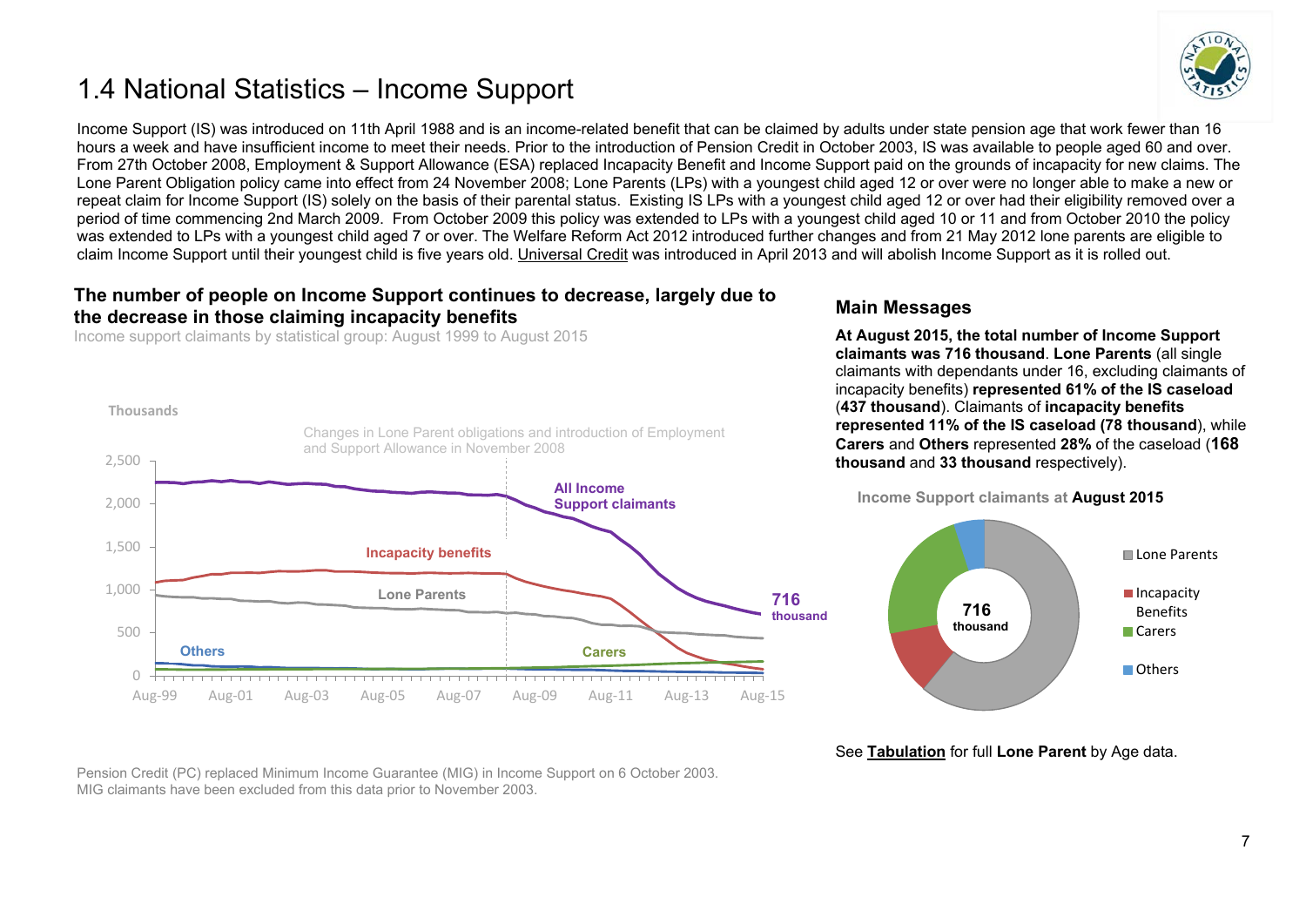# 1.4 National Statistics – Income Support

Income Support (IS) was introduced on 11th April 1988 and is an income-related benefit that can be claimed by adults under state pension age that work fewer than 16 hours a week and have insufficient income to meet their needs. Prior to the introduction of Pension Credit in October 2003, IS was available to people aged 60 and over. From 27th October 2008, Employment & Support Allowance (ESA) replaced Incapacity Benefit and Income Support paid on the grounds of incapacity for new claims. The Lone Parent Obligation policy came into effect from 24 November 2008; Lone Parents (LPs) with a youngest child aged 12 or over were no longer able to make a new or repeat claim for Income Support (IS) solely on the basis of their parental status. Existing IS LPs with a youngest child aged 12 or over had their eligibility removed over a period of time commencing 2nd March 2009. From October 2009 this policy was extended to LPs with a youngest child aged 10 or 11 and from October 2010 the policy was extended to LPs with a youngest child aged 7 or over. The Welfare Reform Act 2012 introduced further changes and from 21 May 2012 lone parents are eligible to claim Income Support until their youngest child is five years old. Universal Credit was introduced in April 2013 and will abolish Income Support as it is rolled out.

### The number of people on Income Support continues to decrease, largely due to the decrease in those claiming incapacity benefits

Income support claimants by statistical group: August 1999 to August 2015

Pension Credit (PC) replaced Minimum Income Guarantee (MIG) in Income Support on 6 October 2003. MIG claimants have been excluded from this data prior to November 2003.

## Main Messages

**At August 2015, the total number of Income Support claimants was 716 thousand**. **Lone Parents** (all single claimants with dependants under 16, excluding claimants of incapacity benefits) **represented 61% of the IS caseload** (**437 thousand**). Claimants of **incapacity benefits represented 11% of the IS caseload (78 thousand**), while **Carers** and **Others** represented **28%** of the caseload (**168 thousand** and **33 thousand** respectively).

Income Support claimants at **August 2015**

See **Tabulation** for full **Lone Parent** by Age data.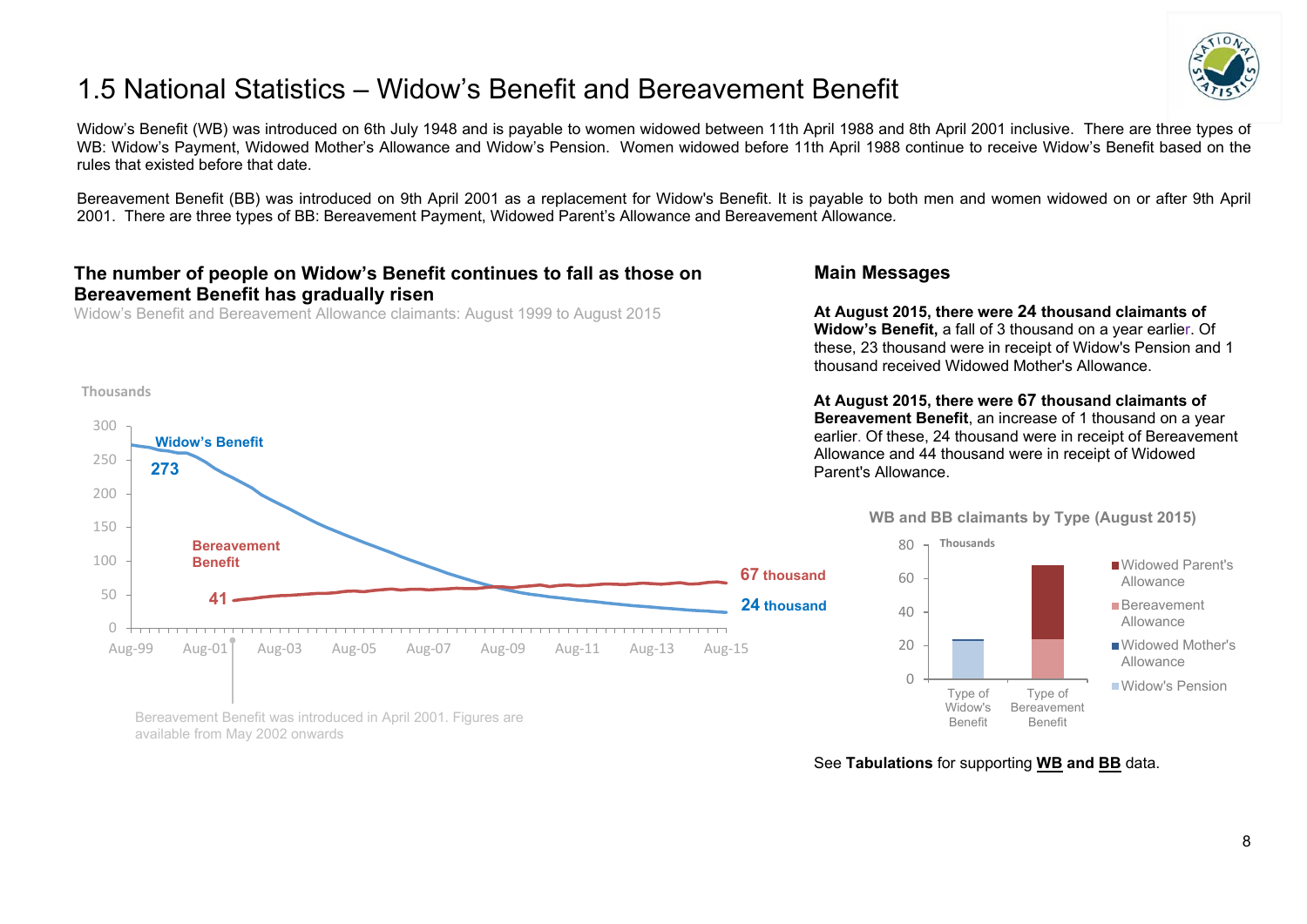# 1.5 National Statistics – Widow's Benefit and Bereavement Benefit

Widow's Benefit (WB) was introduced on 6th July 1948 and is payable to women widowed between 11th April 1988 and 8th April 2001 inclusive. There are three types of WB: Widow's Payment, Widowed Mother's Allowance and Widow's Pension. Women widowed before 11th April 1988 continue to receive Widow's Benefit based on the rules that existed before that date.

Bereavement Benefit (BB) was introduced on 9th April 2001 as a replacement for Widow's Benefit. It is payable to both men and women widowed on or after 9th April 2001. There are three types of BB: Bereavement Payment, Widowed Parent's Allowance and Bereavement Allowance.

## The number of people on Widow's Benefit continues to fall as those on Bereavement Benefit has gradually risen

Widow's Benefit and Bereavement Allowance claimants: August 1999 to August 2015

Thousands

Widow's Benefit: 273 (Aug-99) → 24 thousand (Aug-15)

Bereavement Benefit: 41 → 67 thousand (Aug-15)

Bereavement Benefit was introduced in April 2001. Figures are available from May 2002 onwards

## Main Messages

**At August 2015, there were 24 thousand claimants of Widow's Benefit,** a fall of 3 thousand on a year earlier. Of these, 23 thousand were in receipt of Widow's Pension and 1 thousand received Widowed Mother's Allowance.

**At August 2015, there were 67 thousand claimants of Bereavement Benefit**, an increase of 1 thousand on a year earlier. Of these, 24 thousand were in receipt of Bereavement Allowance and 44 thousand were in receipt of Widowed Parent's Allowance.

**WB and BB claimants by Type (August 2015)**

Thousands

Type of Widow's Benefit: Widow's Pension, Widowed Mother's Allowance

Type of Bereavement Benefit: Bereavement Allowance, Widowed Parent's Allowance

See **Tabulations** for supporting **WB and BB** data.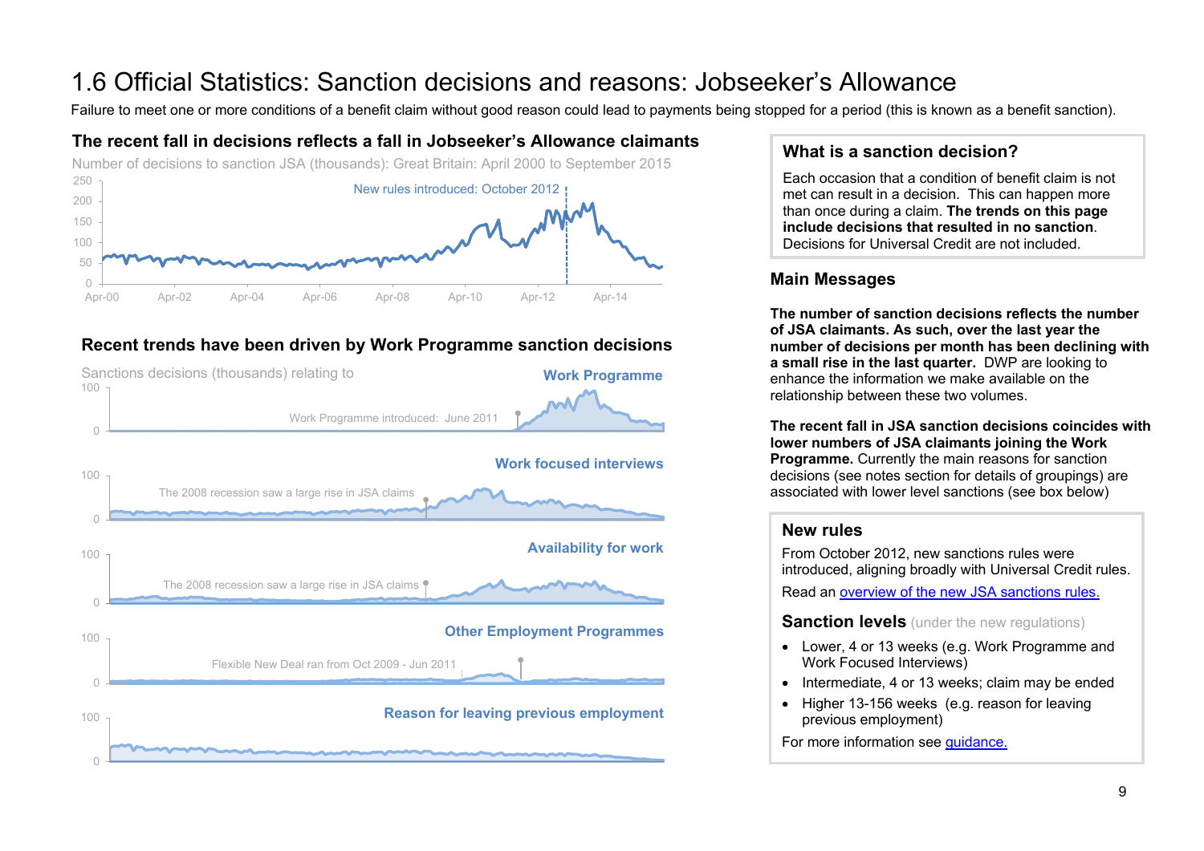# 1.6 Official Statistics: Sanction decisions and reasons: Jobseeker's Allowance

Failure to meet one or more conditions of a benefit claim without good reason could lead to payments being stopped for a period (this is known as a benefit sanction).

## The recent fall in decisions reflects a fall in Jobseeker's Allowance claimants

Number of decisions to sanction JSA (thousands): Great Britain: April 2000 to September 2015

250, 200, 150, 100, 50, 0

New rules introduced: October 2012

Apr-00, Apr-02, Apr-04, Apr-06, Apr-08, Apr-10, Apr-12, Apr-14

## Recent trends have been driven by Work Programme sanction decisions

Sanctions decisions (thousands) relating to

**Work Programme**

100, 0

Work Programme introduced: June 2011

**Work focused interviews**

100, 0

The 2008 recession saw a large rise in JSA claims

**Availability for work**

100, 0

The 2008 recession saw a large rise in JSA claims

**Other Employment Programmes**

100, 0

Flexible New Deal ran from Oct 2009 - Jun 2011

**Reason for leaving previous employment**

100, 0

### What is a sanction decision?

Each occasion that a condition of benefit claim is not met can result in a decision. This can happen more than once during a claim. **The trends on this page include decisions that resulted in no sanction**. Decisions for Universal Credit are not included.

### Main Messages

**The number of sanction decisions reflects the number of JSA claimants. As such, over the last year the number of decisions per month has been declining with a small rise in the last quarter.** DWP are looking to enhance the information we make available on the relationship between these two volumes.

**The recent fall in JSA sanction decisions coincides with lower numbers of JSA claimants joining the Work Programme.** Currently the main reasons for sanction decisions (see notes section for details of groupings) are associated with lower level sanctions (see box below)

### New rules

From October 2012, new sanctions rules were introduced, aligning broadly with Universal Credit rules.

Read an overview of the new JSA sanctions rules.

### Sanction levels (under the new regulations)

- Lower, 4 or 13 weeks (e.g. Work Programme and Work Focused Interviews)
- Intermediate, 4 or 13 weeks; claim may be ended
- Higher 13-156 weeks (e.g. reason for leaving previous employment)

For more information see guidance.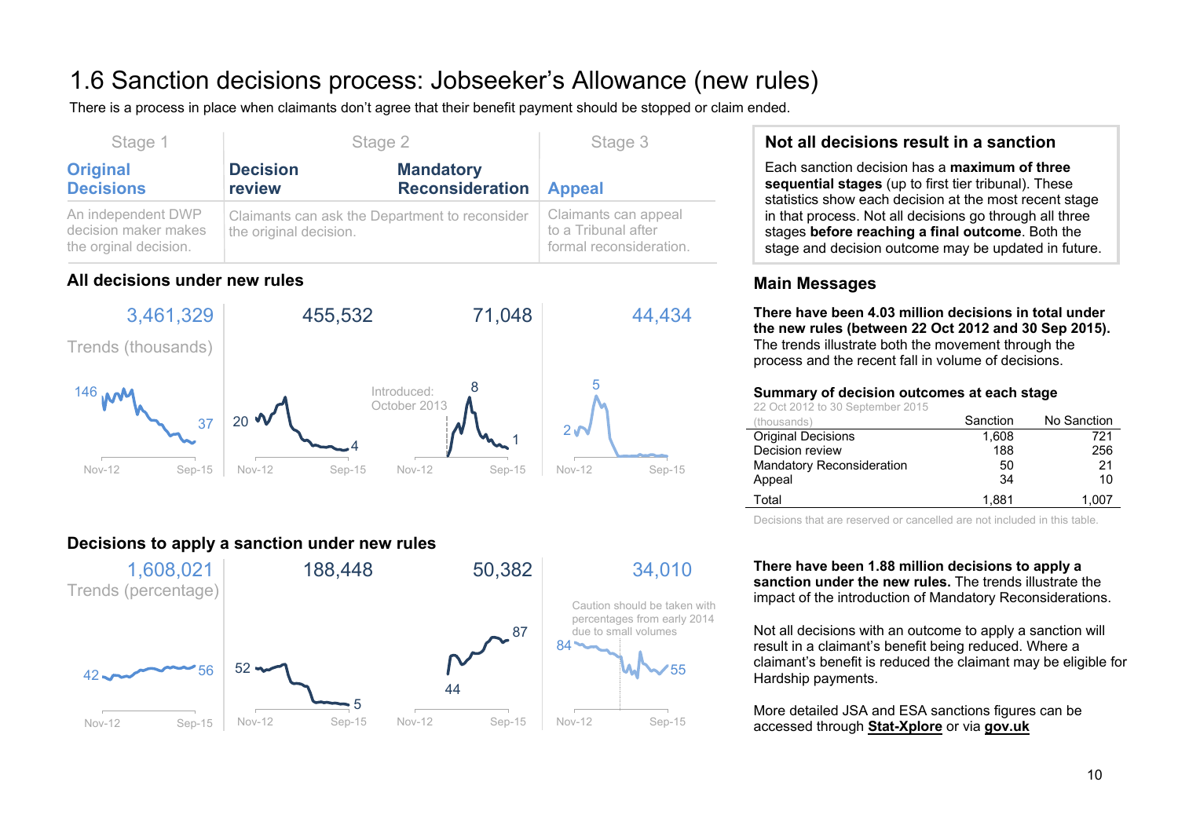# 1.6 Sanction decisions process: Jobseeker's Allowance (new rules)

There is a process in place when claimants don't agree that their benefit payment should be stopped or claim ended.

| Stage 1 | Stage 2 | | Stage 3 |
|---|---|---|---|
| **Original Decisions** | **Decision review** | **Mandatory Reconsideration** | **Appeal** |
| An independent DWP decision maker makes the orginal decision. | Claimants can ask the Department to reconsider the original decision. | | Claimants can appeal to a Tribunal after formal reconsideration. |

## All decisions under new rules

| | Original Decisions | Decision review | Mandatory Reconsideration | Appeal |
|---|---|---|---|---|
| Total | 3,461,329 | 455,532 | 71,048 | 44,434 |

Trends (thousands)

- Original Decisions: 146 (Nov-12) to 37 (Sep-15)
- Decision review: 20 (Nov-12) to 4 (Sep-15)
- Mandatory Reconsideration: Introduced: October 2013; peak 8, 1 (Sep-15)
- Appeal: 2 (Nov-12), peak 5

## Decisions to apply a sanction under new rules

| | Original Decisions | Decision review | Mandatory Reconsideration | Appeal |
|---|---|---|---|---|
| Total | 1,608,021 | 188,448 | 50,382 | 34,010 |

Trends (percentage)

- Original Decisions: 42 (Nov-12) to 56 (Sep-15)
- Decision review: 52 (Nov-12) to 5 (Sep-15)
- Mandatory Reconsideration: 44 to 87 (Sep-15)
- Appeal: 84 (Nov-12) to 55 (Sep-15). Caution should be taken with percentages from early 2014 due to small volumes

### Not all decisions result in a sanction

Each sanction decision has a **maximum of three sequential stages** (up to first tier tribunal). These statistics show each decision at the most recent stage in that process. Not all decisions go through all three stages **before reaching a final outcome**. Both the stage and decision outcome may be updated in future.

## Main Messages

**There have been 4.03 million decisions in total under the new rules (between 22 Oct 2012 and 30 Sep 2015).** The trends illustrate both the movement through the process and the recent fall in volume of decisions.

**Summary of decision outcomes at each stage**

22 Oct 2012 to 30 September 2015

| (thousands) | Sanction | No Sanction |
|---|---|---|
| Original Decisions | 1,608 | 721 |
| Decision review | 188 | 256 |
| Mandatory Reconsideration | 50 | 21 |
| Appeal | 34 | 10 |
| Total | 1,881 | 1,007 |

Decisions that are reserved or cancelled are not included in this table.

**There have been 1.88 million decisions to apply a sanction under the new rules.** The trends illustrate the impact of the introduction of Mandatory Reconsiderations.

Not all decisions with an outcome to apply a sanction will result in a claimant's benefit being reduced. Where a claimant's benefit is reduced the claimant may be eligible for Hardship payments.

More detailed JSA and ESA sanctions figures can be accessed through **Stat-Xplore** or via **gov.uk**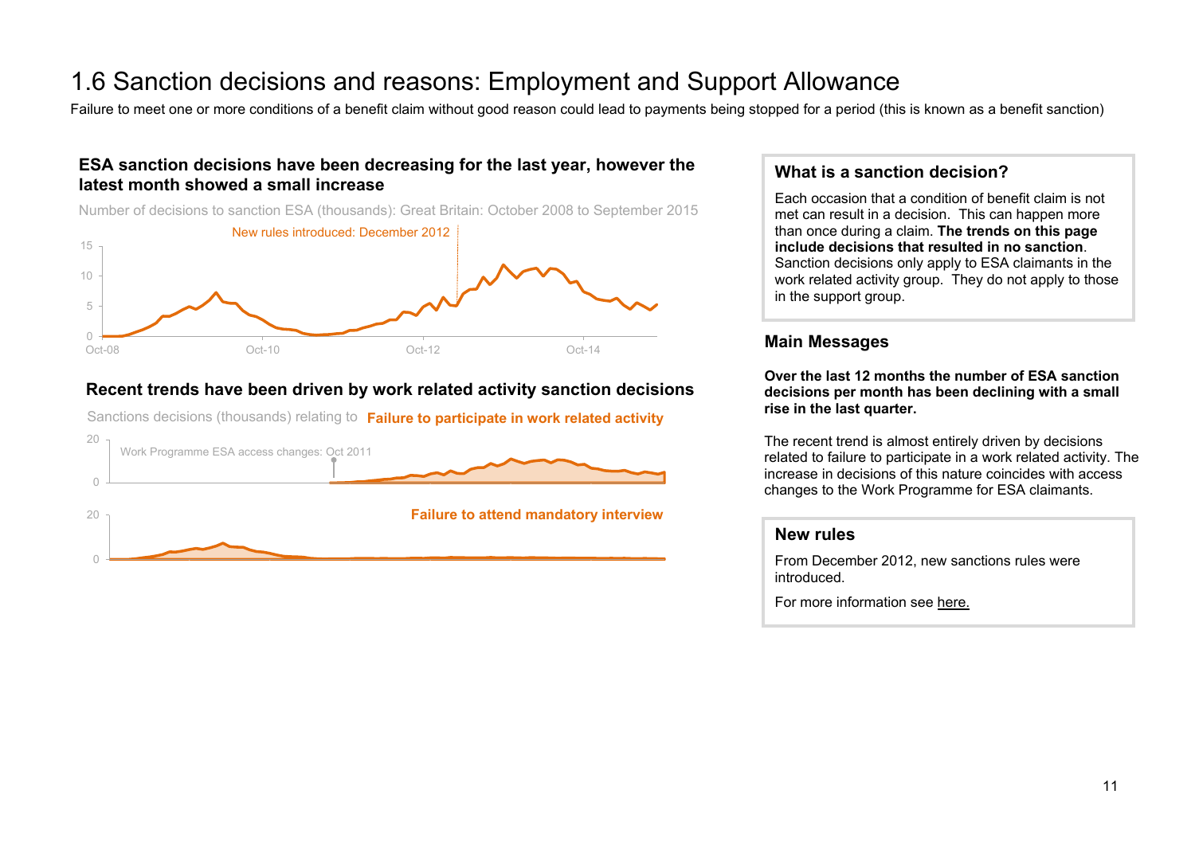# 1.6 Sanction decisions and reasons: Employment and Support Allowance

Failure to meet one or more conditions of a benefit claim without good reason could lead to payments being stopped for a period (this is known as a benefit sanction)

### ESA sanction decisions have been decreasing for the last year, however the latest month showed a small increase

Number of decisions to sanction ESA (thousands): Great Britain: October 2008 to September 2015

New rules introduced: December 2012

### Recent trends have been driven by work related activity sanction decisions

Sanctions decisions (thousands) relating to **Failure to participate in work related activity**

Work Programme ESA access changes: Oct 2011

**Failure to attend mandatory interview**

## What is a sanction decision?

Each occasion that a condition of benefit claim is not met can result in a decision. This can happen more than once during a claim. **The trends on this page include decisions that resulted in no sanction**. Sanction decisions only apply to ESA claimants in the work related activity group. They do not apply to those in the support group.

## Main Messages

**Over the last 12 months the number of ESA sanction decisions per month has been declining with a small rise in the last quarter.**

The recent trend is almost entirely driven by decisions related to failure to participate in a work related activity. The increase in decisions of this nature coincides with access changes to the Work Programme for ESA claimants.

## New rules

From December 2012, new sanctions rules were introduced.

For more information see here.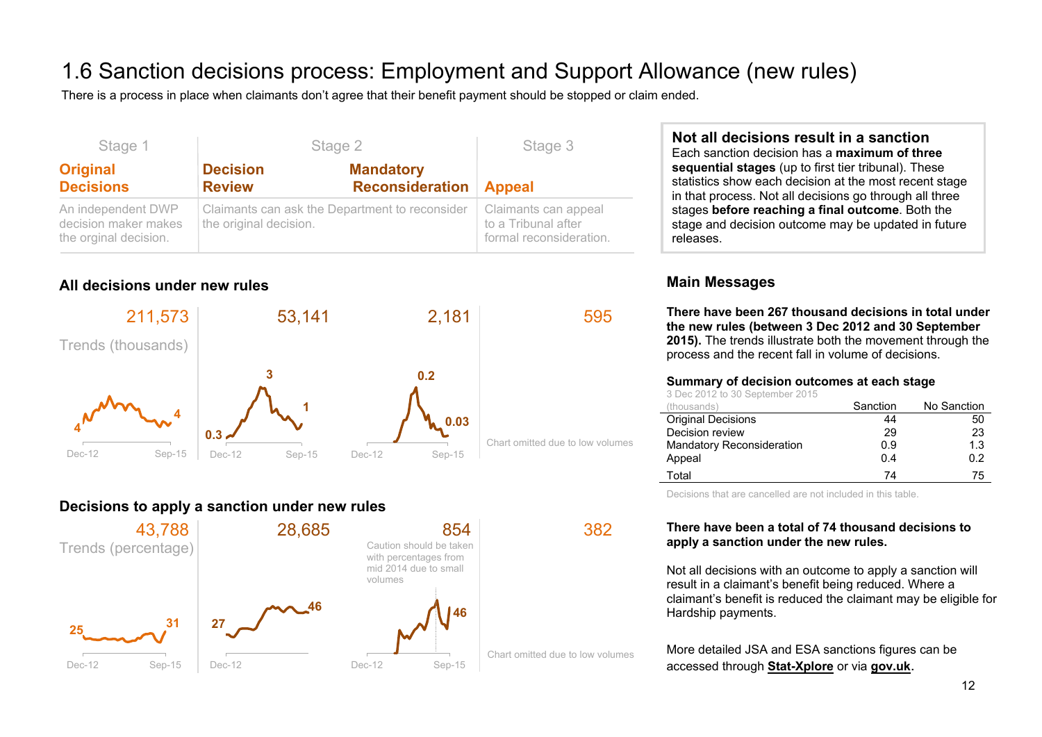# 1.6 Sanction decisions process: Employment and Support Allowance (new rules)

There is a process in place when claimants don't agree that their benefit payment should be stopped or claim ended.

| Stage 1 | Stage 2 | | Stage 3 |
|---|---|---|---|
| **Original Decisions** | **Decision Review** | **Mandatory Reconsideration** | **Appeal** |
| An independent DWP decision maker makes the orginal decision. | Claimants can ask the Department to reconsider the original decision. | | Claimants can appeal to a Tribunal after formal reconsideration. |

### All decisions under new rules

| | Original Decisions | Decision Review | Mandatory Reconsideration | Appeal |
|---|---|---|---|---|
| Total | 211,573 | 53,141 | 2,181 | 595 |
| Trends (thousands), Dec-12 to Sep-15 | 4 → 4 | 0.3 → 3 → 1 | 0.2 → 0.03 | Chart omitted due to low volumes |

### Decisions to apply a sanction under new rules

| | Original Decisions | Decision Review | Mandatory Reconsideration | Appeal |
|---|---|---|---|---|
| Total | 43,788 | 28,685 | 854 | 382 |
| Trends (percentage), Dec-12 to Sep-15 | 25 → 31 | 27 → 46 | 46 | Chart omitted due to low volumes |

Caution should be taken with percentages from mid 2014 due to small volumes

### Not all decisions result in a sanction

Each sanction decision has a **maximum of three sequential stages** (up to first tier tribunal). These statistics show each decision at the most recent stage in that process. Not all decisions go through all three stages **before reaching a final outcome**. Both the stage and decision outcome may be updated in future releases.

## Main Messages

**There have been 267 thousand decisions in total under the new rules (between 3 Dec 2012 and 30 September 2015).** The trends illustrate both the movement through the process and the recent fall in volume of decisions.

**Summary of decision outcomes at each stage**

3 Dec 2012 to 30 September 2015

| (thousands) | Sanction | No Sanction |
|---|---|---|
| Original Decisions | 44 | 50 |
| Decision review | 29 | 23 |
| Mandatory Reconsideration | 0.9 | 1.3 |
| Appeal | 0.4 | 0.2 |
| Total | 74 | 75 |

Decisions that are cancelled are not included in this table.

**There have been a total of 74 thousand decisions to apply a sanction under the new rules.**

Not all decisions with an outcome to apply a sanction will result in a claimant's benefit being reduced. Where a claimant's benefit is reduced the claimant may be eligible for Hardship payments.

More detailed JSA and ESA sanctions figures can be accessed through **Stat-Xplore** or via **gov.uk**.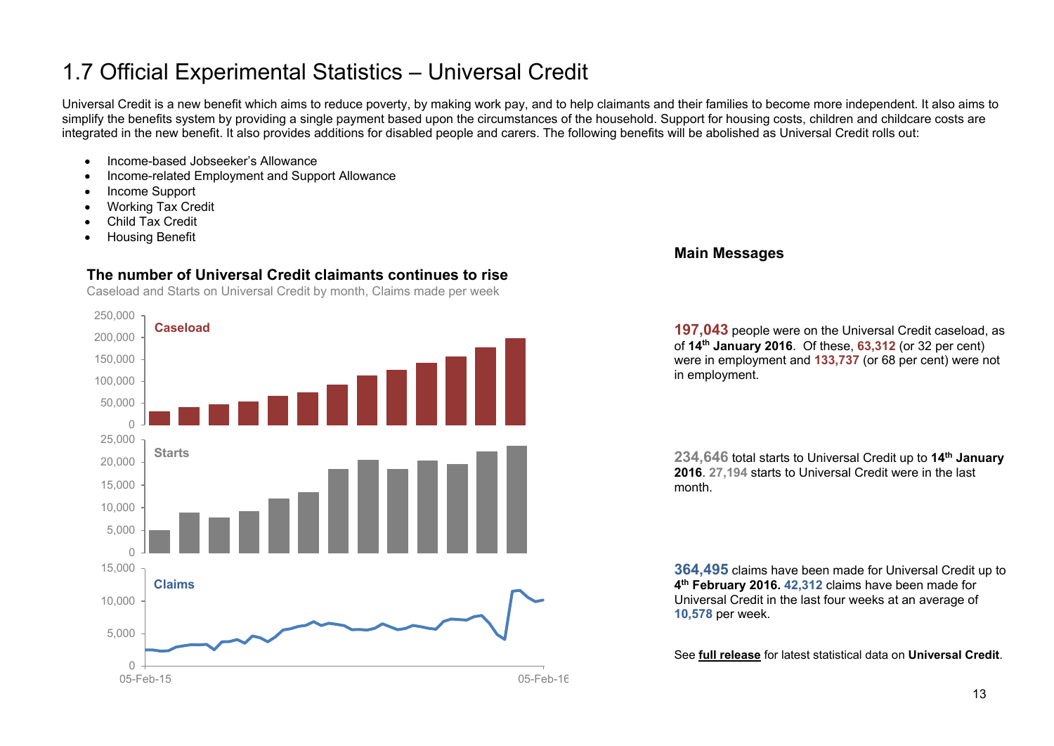# 1.7 Official Experimental Statistics – Universal Credit

Universal Credit is a new benefit which aims to reduce poverty, by making work pay, and to help claimants and their families to become more independent. It also aims to simplify the benefits system by providing a single payment based upon the circumstances of the household. Support for housing costs, children and childcare costs are integrated in the new benefit. It also provides additions for disabled people and carers. The following benefits will be abolished as Universal Credit rolls out:

- Income-based Jobseeker's Allowance
- Income-related Employment and Support Allowance
- Income Support
- Working Tax Credit
- Child Tax Credit
- Housing Benefit

### The number of Universal Credit claimants continues to rise

Caseload and Starts on Universal Credit by month, Claims made per week

## Main Messages

**197,043** people were on the Universal Credit caseload, as of **14th January 2016**. Of these, **63,312** (or 32 per cent) were in employment and **133,737** (or 68 per cent) were not in employment.

**234,646** total starts to Universal Credit up to **14th January 2016**. **27,194** starts to Universal Credit were in the last month.

**364,495** claims have been made for Universal Credit up to **4th February 2016. 42,312** claims have been made for Universal Credit in the last four weeks at an average of **10,578** per week.

See **full release** for latest statistical data on **Universal Credit**.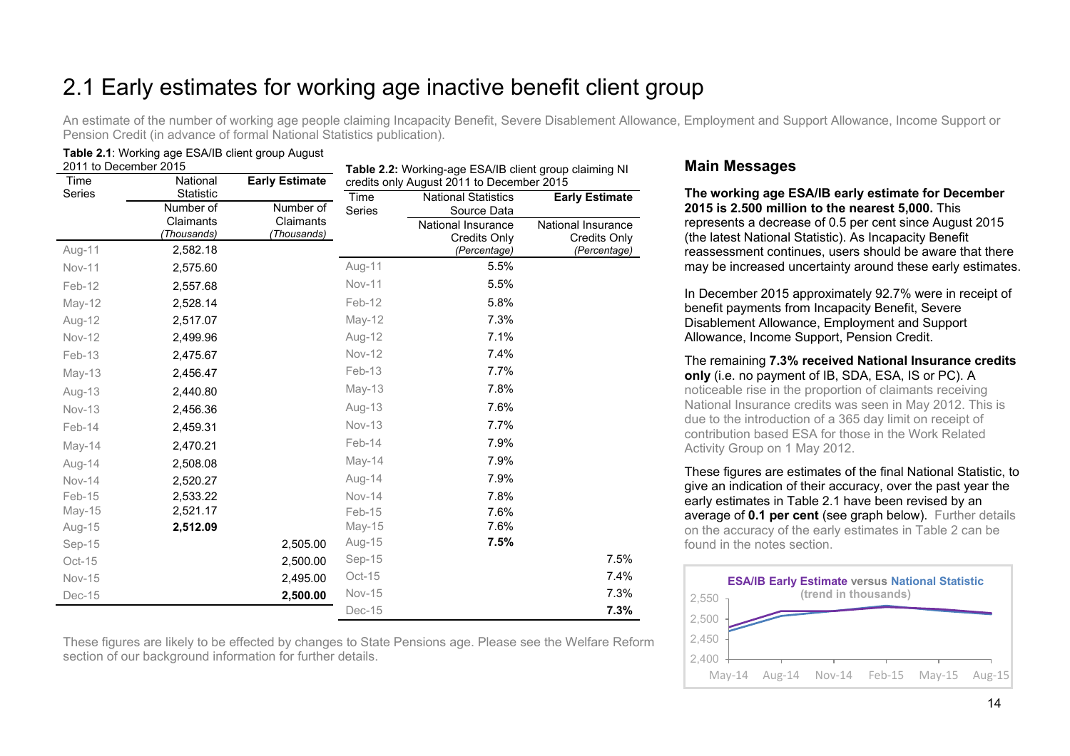# 2.1 Early estimates for working age inactive benefit client group

An estimate of the number of working age people claiming Incapacity Benefit, Severe Disablement Allowance, Employment and Support Allowance, Income Support or Pension Credit (in advance of formal National Statistics publication).

**Table 2.1**: Working age ESA/IB client group August 2011 to December 2015

| Time Series | National Statistic | **Early Estimate** |
|---|---|---|
| | Number of Claimants *(Thousands)* | Number of Claimants *(Thousands)* |
| Aug-11 | 2,582.18 | |
| Nov-11 | 2,575.60 | |
| Feb-12 | 2,557.68 | |
| May-12 | 2,528.14 | |
| Aug-12 | 2,517.07 | |
| Nov-12 | 2,499.96 | |
| Feb-13 | 2,475.67 | |
| May-13 | 2,456.47 | |
| Aug-13 | 2,440.80 | |
| Nov-13 | 2,456.36 | |
| Feb-14 | 2,459.31 | |
| May-14 | 2,470.21 | |
| Aug-14 | 2,508.08 | |
| Nov-14 | 2,520.27 | |
| Feb-15 | 2,533.22 | |
| May-15 | 2,521.17 | |
| Aug-15 | **2,512.09** | |
| Sep-15 | | 2,505.00 |
| Oct-15 | | 2,500.00 |
| Nov-15 | | 2,495.00 |
| Dec-15 | | **2,500.00** |

**Table 2.2:** Working-age ESA/IB client group claiming NI credits only August 2011 to December 2015

| Time Series | National Statistics Source Data | **Early Estimate** |
|---|---|---|
| | National Insurance Credits Only *(Percentage)* | National Insurance Credits Only *(Percentage)* |
| Aug-11 | 5.5% | |
| Nov-11 | 5.5% | |
| Feb-12 | 5.8% | |
| May-12 | 7.3% | |
| Aug-12 | 7.1% | |
| Nov-12 | 7.4% | |
| Feb-13 | 7.7% | |
| May-13 | 7.8% | |
| Aug-13 | 7.6% | |
| Nov-13 | 7.7% | |
| Feb-14 | 7.9% | |
| May-14 | 7.9% | |
| Aug-14 | 7.9% | |
| Nov-14 | 7.8% | |
| Feb-15 | 7.6% | |
| May-15 | 7.6% | |
| Aug-15 | **7.5%** | |
| Sep-15 | | 7.5% |
| Oct-15 | | 7.4% |
| Nov-15 | | 7.3% |
| Dec-15 | | **7.3%** |

These figures are likely to be effected by changes to State Pensions age. Please see the Welfare Reform section of our background information for further details.

### Main Messages

**The working age ESA/IB early estimate for December 2015 is 2.500 million to the nearest 5,000.** This represents a decrease of 0.5 per cent since August 2015 (the latest National Statistic). As Incapacity Benefit reassessment continues, users should be aware that there may be increased uncertainty around these early estimates.

In December 2015 approximately 92.7% were in receipt of benefit payments from Incapacity Benefit, Severe Disablement Allowance, Employment and Support Allowance, Income Support, Pension Credit.

The remaining **7.3% received National Insurance credits only** (i.e. no payment of IB, SDA, ESA, IS or PC). A noticeable rise in the proportion of claimants receiving National Insurance credits was seen in May 2012. This is due to the introduction of a 365 day limit on receipt of contribution based ESA for those in the Work Related Activity Group on 1 May 2012.

These figures are estimates of the final National Statistic, to give an indication of their accuracy, over the past year the early estimates in Table 2.1 have been revised by an average of **0.1 per cent** (see graph below). Further details on the accuracy of the early estimates in Table 2 can be found in the notes section.

**ESA/IB Early Estimate versus National Statistic** (trend in thousands)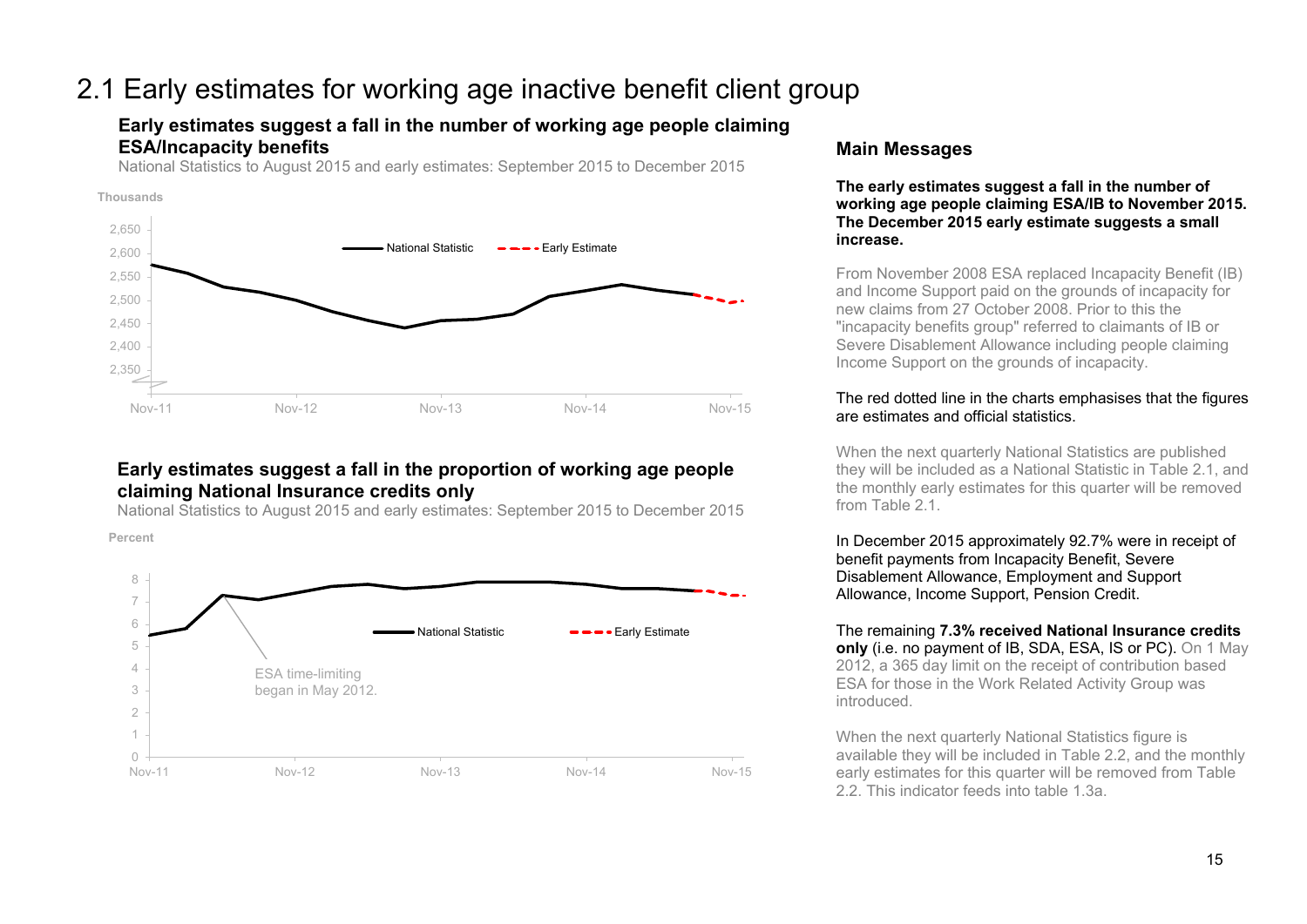# 2.1 Early estimates for working age inactive benefit client group

### Early estimates suggest a fall in the number of working age people claiming ESA/Incapacity benefits

National Statistics to August 2015 and early estimates: September 2015 to December 2015

Thousands

2,650
2,600
2,550
2,500
2,450
2,400
2,350

National Statistic    Early Estimate

Nov-11    Nov-12    Nov-13    Nov-14    Nov-15

### Early estimates suggest a fall in the proportion of working age people claiming National Insurance credits only

National Statistics to August 2015 and early estimates: September 2015 to December 2015

Percent

8
7
6
5
4
3
2
1
0

National Statistic    Early Estimate

ESA time-limiting began in May 2012.

Nov-11    Nov-12    Nov-13    Nov-14    Nov-15

## Main Messages

**The early estimates suggest a fall in the number of working age people claiming ESA/IB to November 2015. The December 2015 early estimate suggests a small increase.**

From November 2008 ESA replaced Incapacity Benefit (IB) and Income Support paid on the grounds of incapacity for new claims from 27 October 2008. Prior to this the "incapacity benefits group" referred to claimants of IB or Severe Disablement Allowance including people claiming Income Support on the grounds of incapacity.

The red dotted line in the charts emphasises that the figures are estimates and official statistics.

When the next quarterly National Statistics are published they will be included as a National Statistic in Table 2.1, and the monthly early estimates for this quarter will be removed from Table 2.1.

In December 2015 approximately 92.7% were in receipt of benefit payments from Incapacity Benefit, Severe Disablement Allowance, Employment and Support Allowance, Income Support, Pension Credit.

The remaining **7.3% received National Insurance credits only** (i.e. no payment of IB, SDA, ESA, IS or PC). On 1 May 2012, a 365 day limit on the receipt of contribution based ESA for those in the Work Related Activity Group was introduced.

When the next quarterly National Statistics figure is available they will be included in Table 2.2, and the monthly early estimates for this quarter will be removed from Table 2.2. This indicator feeds into table 1.3a.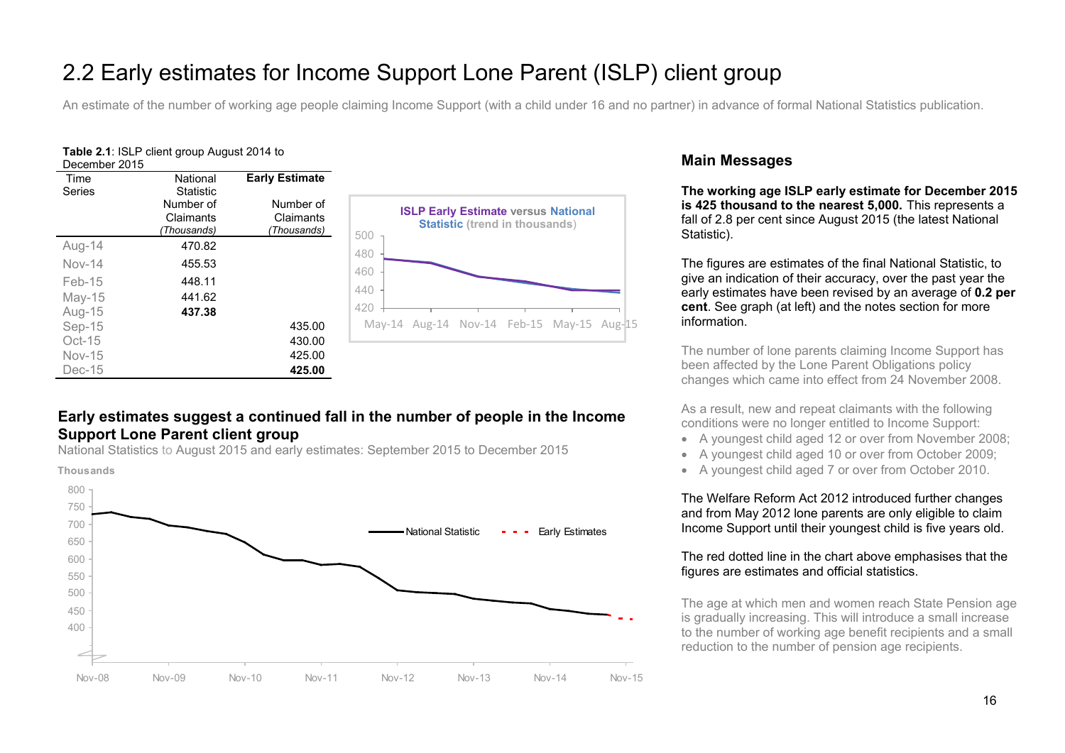# 2.2 Early estimates for Income Support Lone Parent (ISLP) client group

An estimate of the number of working age people claiming Income Support (with a child under 16 and no partner) in advance of formal National Statistics publication.

**Table 2.1**: ISLP client group August 2014 to December 2015

| Time Series | National Statistic Number of Claimants *(Thousands)* | **Early Estimate** Number of Claimants *(Thousands)* |
|---|---|---|
| Aug-14 | 470.82 | |
| Nov-14 | 455.53 | |
| Feb-15 | 448.11 | |
| May-15 | 441.62 | |
| Aug-15 | **437.38** | |
| Sep-15 | | 435.00 |
| Oct-15 | | 430.00 |
| Nov-15 | | 425.00 |
| Dec-15 | | **425.00** |

**ISLP Early Estimate versus National Statistic (trend in thousands)**

### Early estimates suggest a continued fall in the number of people in the Income Support Lone Parent client group

National Statistics to August 2015 and early estimates: September 2015 to December 2015

## Main Messages

**The working age ISLP early estimate for December 2015 is 425 thousand to the nearest 5,000.** This represents a fall of 2.8 per cent since August 2015 (the latest National Statistic).

The figures are estimates of the final National Statistic, to give an indication of their accuracy, over the past year the early estimates have been revised by an average of **0.2 per cent**. See graph (at left) and the notes section for more information.

The number of lone parents claiming Income Support has been affected by the Lone Parent Obligations policy changes which came into effect from 24 November 2008.

As a result, new and repeat claimants with the following conditions were no longer entitled to Income Support:

- A youngest child aged 12 or over from November 2008;
- A youngest child aged 10 or over from October 2009;
- A youngest child aged 7 or over from October 2010.

The Welfare Reform Act 2012 introduced further changes and from May 2012 lone parents are only eligible to claim Income Support until their youngest child is five years old.

The red dotted line in the chart above emphasises that the figures are estimates and official statistics.

The age at which men and women reach State Pension age is gradually increasing. This will introduce a small increase to the number of working age benefit recipients and a small reduction to the number of pension age recipients.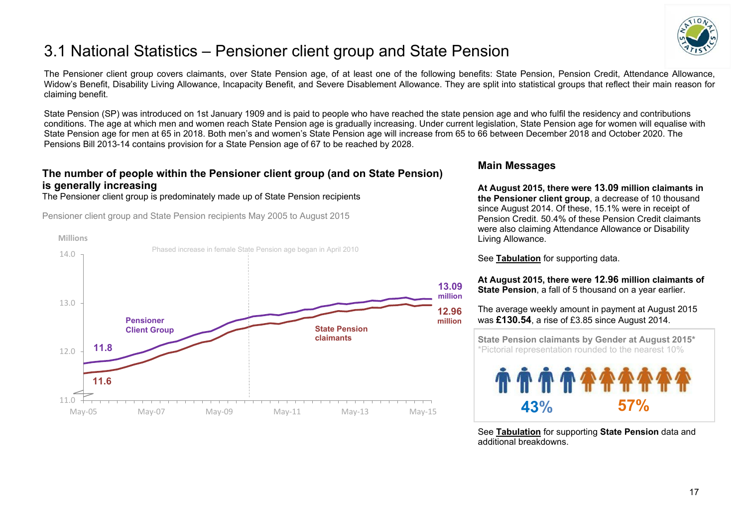# 3.1 National Statistics – Pensioner client group and State Pension

The Pensioner client group covers claimants, over State Pension age, of at least one of the following benefits: State Pension, Pension Credit, Attendance Allowance, Widow's Benefit, Disability Living Allowance, Incapacity Benefit, and Severe Disablement Allowance. They are split into statistical groups that reflect their main reason for claiming benefit.

State Pension (SP) was introduced on 1st January 1909 and is paid to people who have reached the state pension age and who fulfil the residency and contributions conditions. The age at which men and women reach State Pension age is gradually increasing. Under current legislation, State Pension age for women will equalise with State Pension age for men at 65 in 2018. Both men's and women's State Pension age will increase from 65 to 66 between December 2018 and October 2020. The Pensions Bill 2013-14 contains provision for a State Pension age of 67 to be reached by 2028.

## The number of people within the Pensioner client group (and on State Pension) is generally increasing

The Pensioner client group is predominately made up of State Pension recipients

Pensioner client group and State Pension recipients May 2005 to August 2015

Millions

Phased increase in female State Pension age began in April 2010

Pensioner Client Group: 11.8 (May-05) – 13.09 million (Aug-15)

State Pension claimants: 11.6 (May-05) – 12.96 million (Aug-15)

## Main Messages

**At August 2015, there were 13.09 million claimants in the Pensioner client group**, a decrease of 10 thousand since August 2014. Of these, 15.1% were in receipt of Pension Credit. 50.4% of these Pension Credit claimants were also claiming Attendance Allowance or Disability Living Allowance.

See **Tabulation** for supporting data.

**At August 2015, there were 12.96 million claimants of State Pension**, a fall of 5 thousand on a year earlier.

The average weekly amount in payment at August 2015 was **£130.54**, a rise of £3.85 since August 2014.

**State Pension claimants by Gender at August 2015***

*Pictorial representation rounded to the nearest 10%

43% (men) 57% (women)

See **Tabulation** for supporting **State Pension** data and additional breakdowns.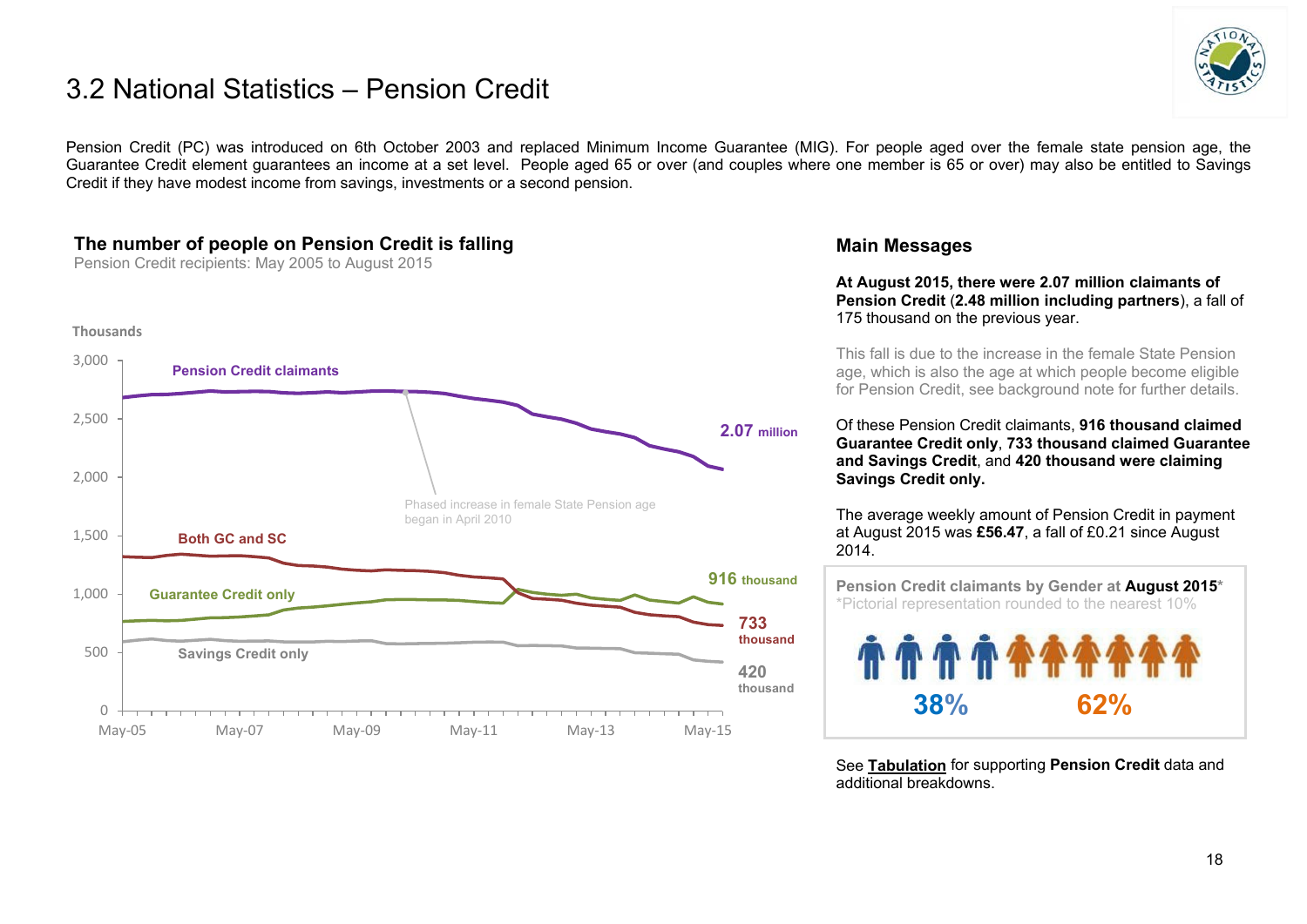# 3.2 National Statistics – Pension Credit

Pension Credit (PC) was introduced on 6th October 2003 and replaced Minimum Income Guarantee (MIG). For people aged over the female state pension age, the Guarantee Credit element guarantees an income at a set level. People aged 65 or over (and couples where one member is 65 or over) may also be entitled to Savings Credit if they have modest income from savings, investments or a second pension.

### The number of people on Pension Credit is falling

Pension Credit recipients: May 2005 to August 2015

Thousands

Pension Credit claimants — 2.07 million

Both GC and SC — 733 thousand

Guarantee Credit only — 916 thousand

Savings Credit only — 420 thousand

Phased increase in female State Pension age began in April 2010

May-05, May-07, May-09, May-11, May-13, May-15

## Main Messages

**At August 2015, there were 2.07 million claimants of Pension Credit** (**2.48 million including partners**), a fall of 175 thousand on the previous year.

This fall is due to the increase in the female State Pension age, which is also the age at which people become eligible for Pension Credit, see background note for further details.

Of these Pension Credit claimants, **916 thousand claimed Guarantee Credit only**, **733 thousand claimed Guarantee and Savings Credit**, and **420 thousand were claiming Savings Credit only.**

The average weekly amount of Pension Credit in payment at August 2015 was **£56.47**, a fall of £0.21 since August 2014.

**Pension Credit claimants by Gender at August 2015***

*Pictorial representation rounded to the nearest 10%

38% (men) — 62% (women)

See **Tabulation** for supporting **Pension Credit** data and additional breakdowns.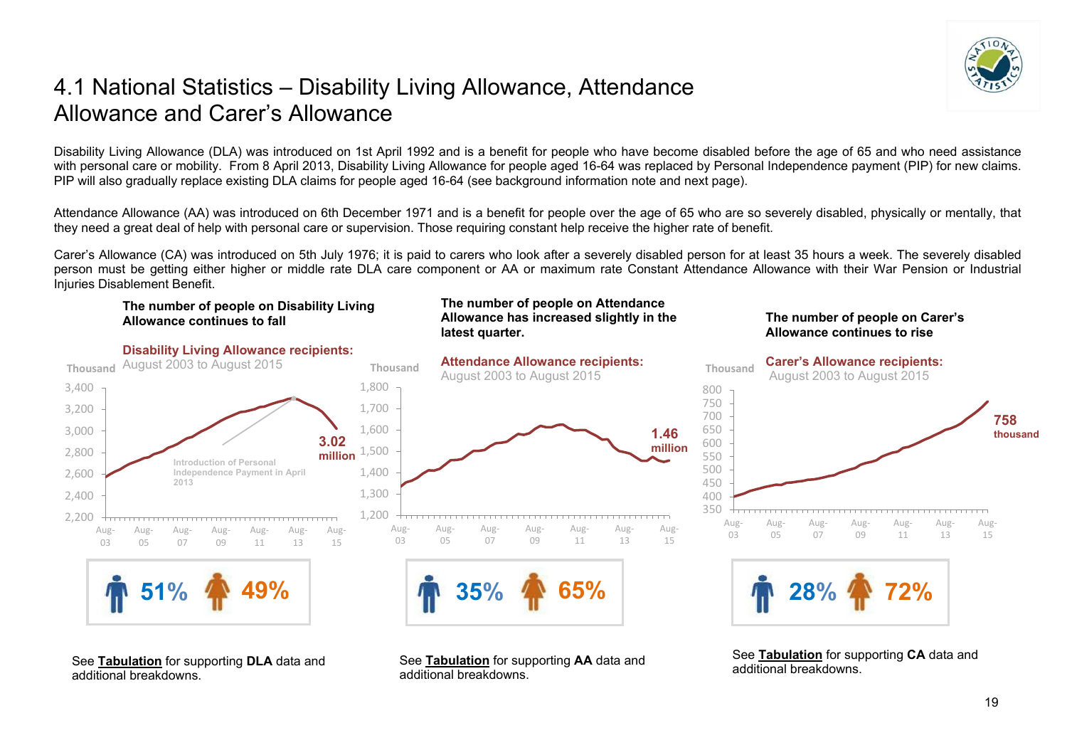# 4.1 National Statistics – Disability Living Allowance, Attendance Allowance and Carer's Allowance

Disability Living Allowance (DLA) was introduced on 1st April 1992 and is a benefit for people who have become disabled before the age of 65 and who need assistance with personal care or mobility. From 8 April 2013, Disability Living Allowance for people aged 16-64 was replaced by Personal Independence payment (PIP) for new claims. PIP will also gradually replace existing DLA claims for people aged 16-64 (see background information note and next page).

Attendance Allowance (AA) was introduced on 6th December 1971 and is a benefit for people over the age of 65 who are so severely disabled, physically or mentally, that they need a great deal of help with personal care or supervision. Those requiring constant help receive the higher rate of benefit.

Carer's Allowance (CA) was introduced on 5th July 1976; it is paid to carers who look after a severely disabled person for at least 35 hours a week. The severely disabled person must be getting either higher or middle rate DLA care component or AA or maximum rate Constant Attendance Allowance with their War Pension or Industrial Injuries Disablement Benefit.

**The number of people on Disability Living Allowance continues to fall**

**Disability Living Allowance recipients:**
August 2003 to August 2015

Thousand

Introduction of Personal Independence Payment in April 2013

**3.02 million**

**51%** **49%**

See **Tabulation** for supporting **DLA** data and additional breakdowns.

**The number of people on Attendance Allowance has increased slightly in the latest quarter.**

**Attendance Allowance recipients:**
August 2003 to August 2015

Thousand

**1.46 million**

**35%** **65%**

See **Tabulation** for supporting **AA** data and additional breakdowns.

**The number of people on Carer's Allowance continues to rise**

**Carer's Allowance recipients:**
August 2003 to August 2015

Thousand

**758 thousand**

**28%** **72%**

See **Tabulation** for supporting **CA** data and additional breakdowns.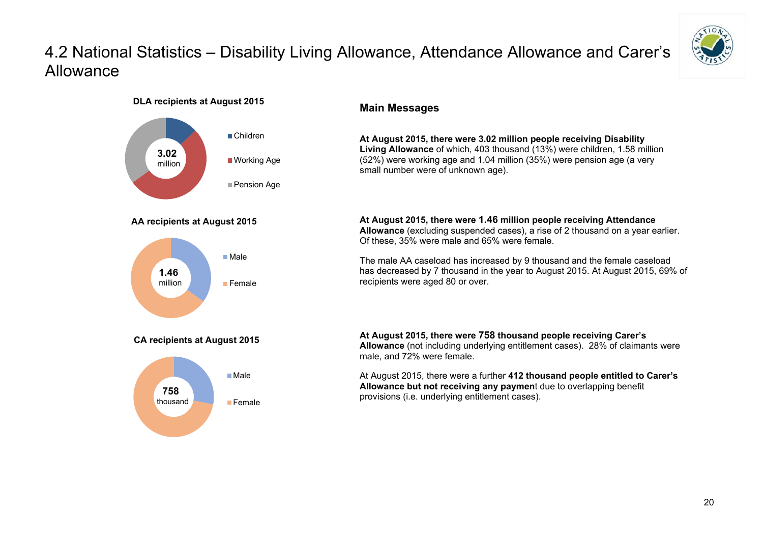# 4.2 National Statistics – Disability Living Allowance, Attendance Allowance and Carer's Allowance

**DLA recipients at August 2015**

**3.02** million

- Children
- Working Age
- Pension Age

**AA recipients at August 2015**

**1.46** million

- Male
- Female

**CA recipients at August 2015**

**758** thousand

- Male
- Female

## Main Messages

**At August 2015, there were 3.02 million people receiving Disability Living Allowance** of which, 403 thousand (13%) were children, 1.58 million (52%) were working age and 1.04 million (35%) were pension age (a very small number were of unknown age).

**At August 2015, there were 1.46 million people receiving Attendance Allowance** (excluding suspended cases), a rise of 2 thousand on a year earlier. Of these, 35% were male and 65% were female.

The male AA caseload has increased by 9 thousand and the female caseload has decreased by 7 thousand in the year to August 2015. At August 2015, 69% of recipients were aged 80 or over.

**At August 2015, there were 758 thousand people receiving Carer's Allowance** (not including underlying entitlement cases). 28% of claimants were male, and 72% were female.

At August 2015, there were a further **412 thousand people entitled to Carer's Allowance but not receiving any payment** due to overlapping benefit provisions (i.e. underlying entitlement cases).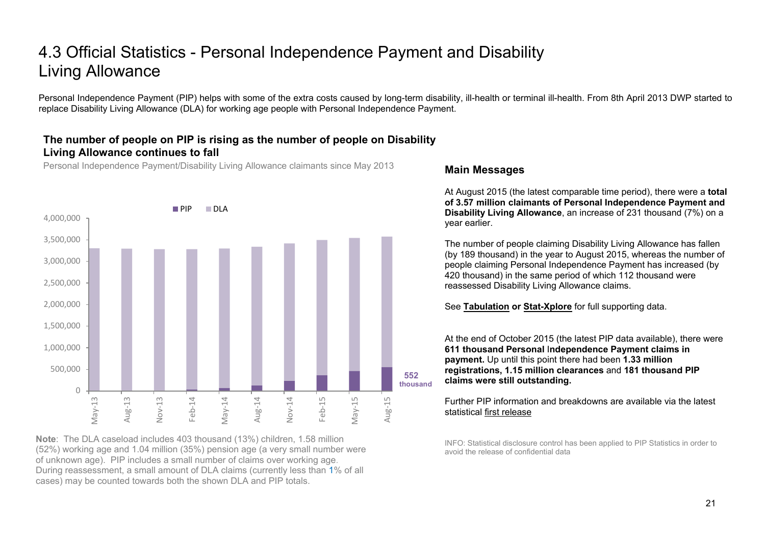# 4.3 Official Statistics - Personal Independence Payment and Disability Living Allowance

Personal Independence Payment (PIP) helps with some of the extra costs caused by long-term disability, ill-health or terminal ill-health. From 8th April 2013 DWP started to replace Disability Living Allowance (DLA) for working age people with Personal Independence Payment.

### The number of people on PIP is rising as the number of people on Disability Living Allowance continues to fall

Personal Independence Payment/Disability Living Allowance claimants since May 2013

PIP DLA

4,000,000
3,500,000
3,000,000
2,500,000
2,000,000
1,500,000
1,000,000
500,000
0

May-13 Aug-13 Nov-13 Feb-14 May-14 Aug-14 Nov-14 Feb-15 May-15 Aug-15

552 thousand

**Note**: The DLA caseload includes 403 thousand (13%) children, 1.58 million (52%) working age and 1.04 million (35%) pension age (a very small number were of unknown age). PIP includes a small number of claims over working age. During reassessment, a small amount of DLA claims (currently less than 1% of all cases) may be counted towards both the shown DLA and PIP totals.

## Main Messages

At August 2015 (the latest comparable time period), there were a **total of 3.57 million claimants of Personal Independence Payment and Disability Living Allowance**, an increase of 231 thousand (7%) on a year earlier.

The number of people claiming Disability Living Allowance has fallen (by 189 thousand) in the year to August 2015, whereas the number of people claiming Personal Independence Payment has increased (by 420 thousand) in the same period of which 112 thousand were reassessed Disability Living Allowance claims.

See **Tabulation or Stat-Xplore** for full supporting data.

At the end of October 2015 (the latest PIP data available), there were **611 thousand Personal Independence Payment claims in payment.** Up until this point there had been **1.33 million registrations, 1.15 million clearances** and **181 thousand PIP claims were still outstanding.**

Further PIP information and breakdowns are available via the latest statistical first release

INFO: Statistical disclosure control has been applied to PIP Statistics in order to avoid the release of confidential data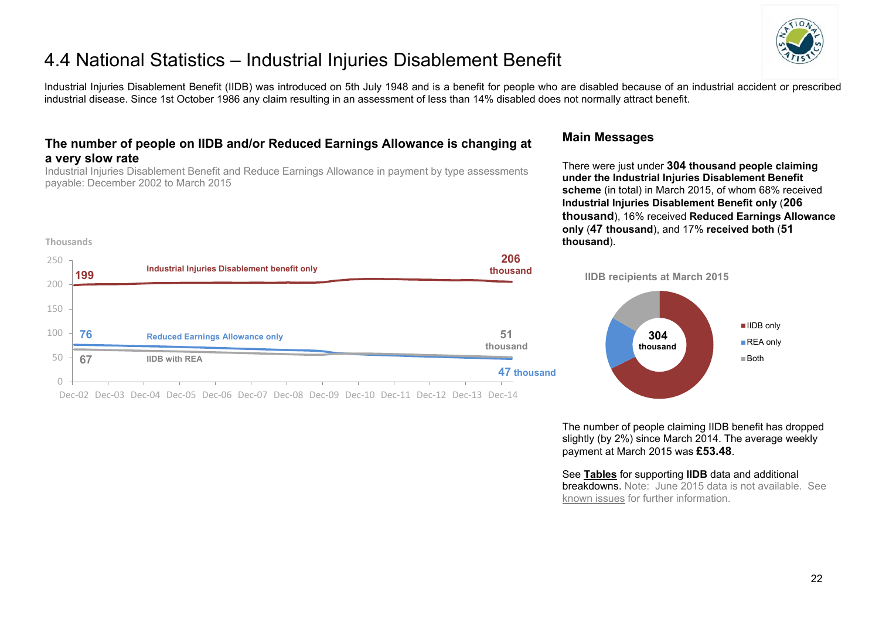# 4.4 National Statistics – Industrial Injuries Disablement Benefit

Industrial Injuries Disablement Benefit (IIDB) was introduced on 5th July 1948 and is a benefit for people who are disabled because of an industrial accident or prescribed industrial disease. Since 1st October 1986 any claim resulting in an assessment of less than 14% disabled does not normally attract benefit.

### The number of people on IIDB and/or Reduced Earnings Allowance is changing at a very slow rate

Industrial Injuries Disablement Benefit and Reduce Earnings Allowance in payment by type assessments payable: December 2002 to March 2015

Thousands

Industrial Injuries Disablement benefit only: 199 (Dec-02) → 206 thousand

Reduced Earnings Allowance only: 76 (Dec-02) → 47 thousand

IIDB with REA: 67 (Dec-02) → 51 thousand

### Main Messages

There were just under **304 thousand people claiming under the Industrial Injuries Disablement Benefit scheme** (in total) in March 2015, of whom 68% received **Industrial Injuries Disablement Benefit only** (**206 thousand**), 16% received **Reduced Earnings Allowance only** (**47 thousand**), and 17% **received both** (**51 thousand**).

**IIDB recipients at March 2015**

304 thousand

- IIDB only
- REA only
- Both

The number of people claiming IIDB benefit has dropped slightly (by 2%) since March 2014. The average weekly payment at March 2015 was **£53.48**.

See **Tables** for supporting **IIDB** data and additional breakdowns. Note: June 2015 data is not available. See known issues for further information.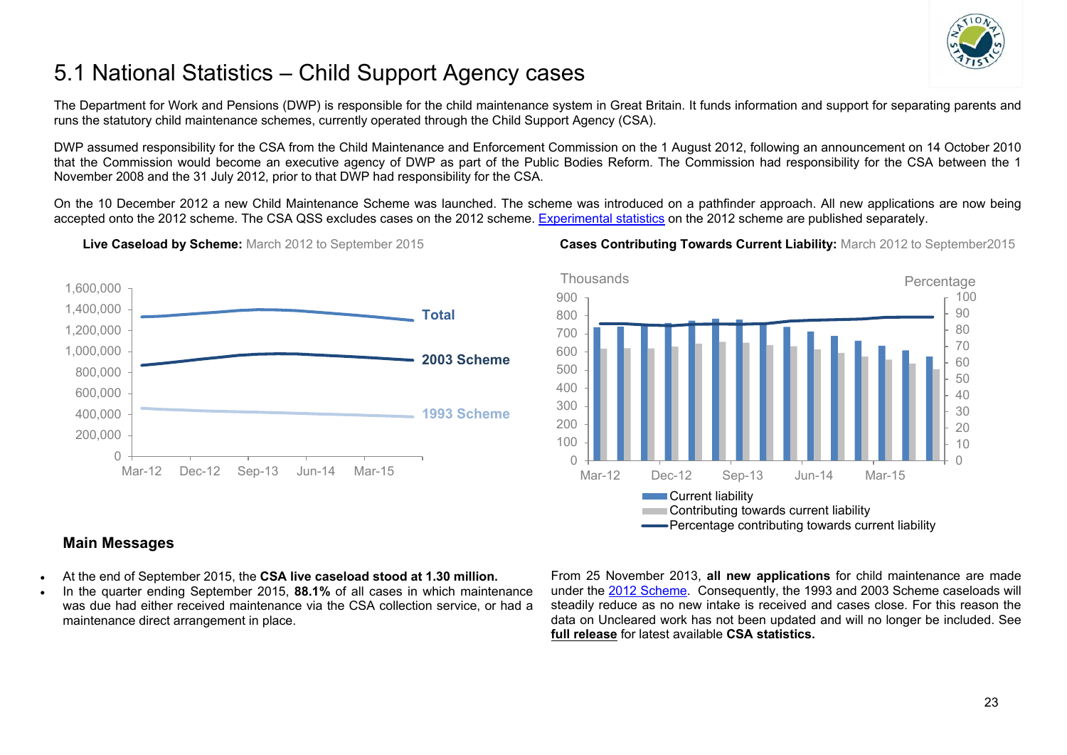# 5.1 National Statistics – Child Support Agency cases

The Department for Work and Pensions (DWP) is responsible for the child maintenance system in Great Britain. It funds information and support for separating parents and runs the statutory child maintenance schemes, currently operated through the Child Support Agency (CSA).

DWP assumed responsibility for the CSA from the Child Maintenance and Enforcement Commission on the 1 August 2012, following an announcement on 14 October 2010 that the Commission would become an executive agency of DWP as part of the Public Bodies Reform. The Commission had responsibility for the CSA between the 1 November 2008 and the 31 July 2012, prior to that DWP had responsibility for the CSA.

On the 10 December 2012 a new Child Maintenance Scheme was launched. The scheme was introduced on a pathfinder approach. All new applications are now being accepted onto the 2012 scheme. The CSA QSS excludes cases on the 2012 scheme. Experimental statistics on the 2012 scheme are published separately.

**Live Caseload by Scheme:** March 2012 to September 2015

**Cases Contributing Towards Current Liability:** March 2012 to September2015

## Main Messages

- At the end of September 2015, the **CSA live caseload stood at 1.30 million.**
- In the quarter ending September 2015, **88.1%** of all cases in which maintenance was due had either received maintenance via the CSA collection service, or had a maintenance direct arrangement in place.

From 25 November 2013, **all new applications** for child maintenance are made under the 2012 Scheme. Consequently, the 1993 and 2003 Scheme caseloads will steadily reduce as no new intake is received and cases close. For this reason the data on Uncleared work has not been updated and will no longer be included. See **full release** for latest available **CSA statistics.**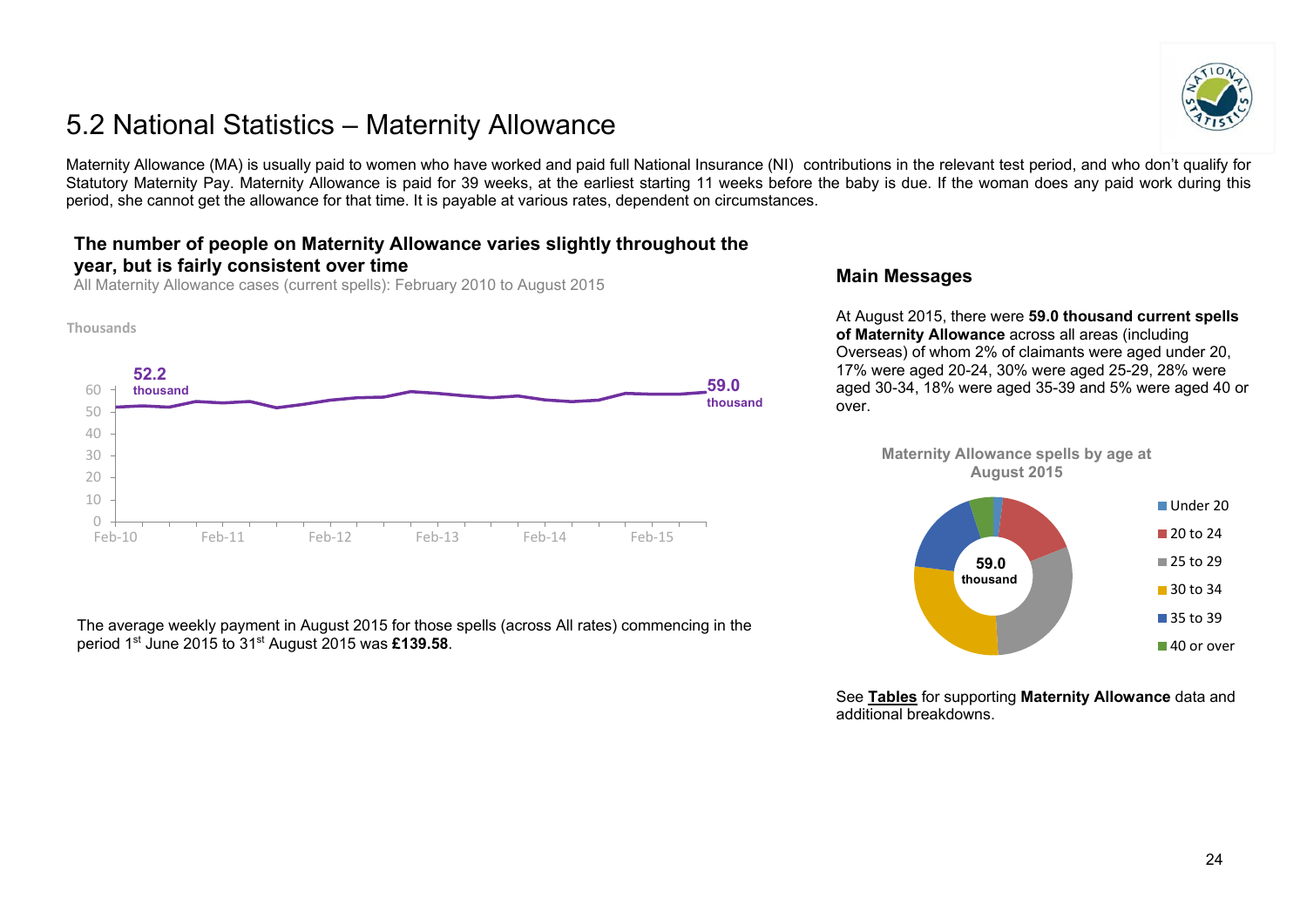# 5.2 National Statistics – Maternity Allowance

Maternity Allowance (MA) is usually paid to women who have worked and paid full National Insurance (NI) contributions in the relevant test period, and who don't qualify for Statutory Maternity Pay. Maternity Allowance is paid for 39 weeks, at the earliest starting 11 weeks before the baby is due. If the woman does any paid work during this period, she cannot get the allowance for that time. It is payable at various rates, dependent on circumstances.

### The number of people on Maternity Allowance varies slightly throughout the year, but is fairly consistent over time

All Maternity Allowance cases (current spells): February 2010 to August 2015

Thousands

52.2 thousand

59.0 thousand

The average weekly payment in August 2015 for those spells (across All rates) commencing in the period 1st June 2015 to 31st August 2015 was **£139.58**.

### Main Messages

At August 2015, there were **59.0 thousand current spells of Maternity Allowance** across all areas (including Overseas) of whom 2% of claimants were aged under 20, 17% were aged 20-24, 30% were aged 25-29, 28% were aged 30-34, 18% were aged 35-39 and 5% were aged 40 or over.

**Maternity Allowance spells by age at August 2015**

59.0 thousand

- Under 20
- 20 to 24
- 25 to 29
- 30 to 34
- 35 to 39
- 40 or over

See **Tables** for supporting **Maternity Allowance** data and additional breakdowns.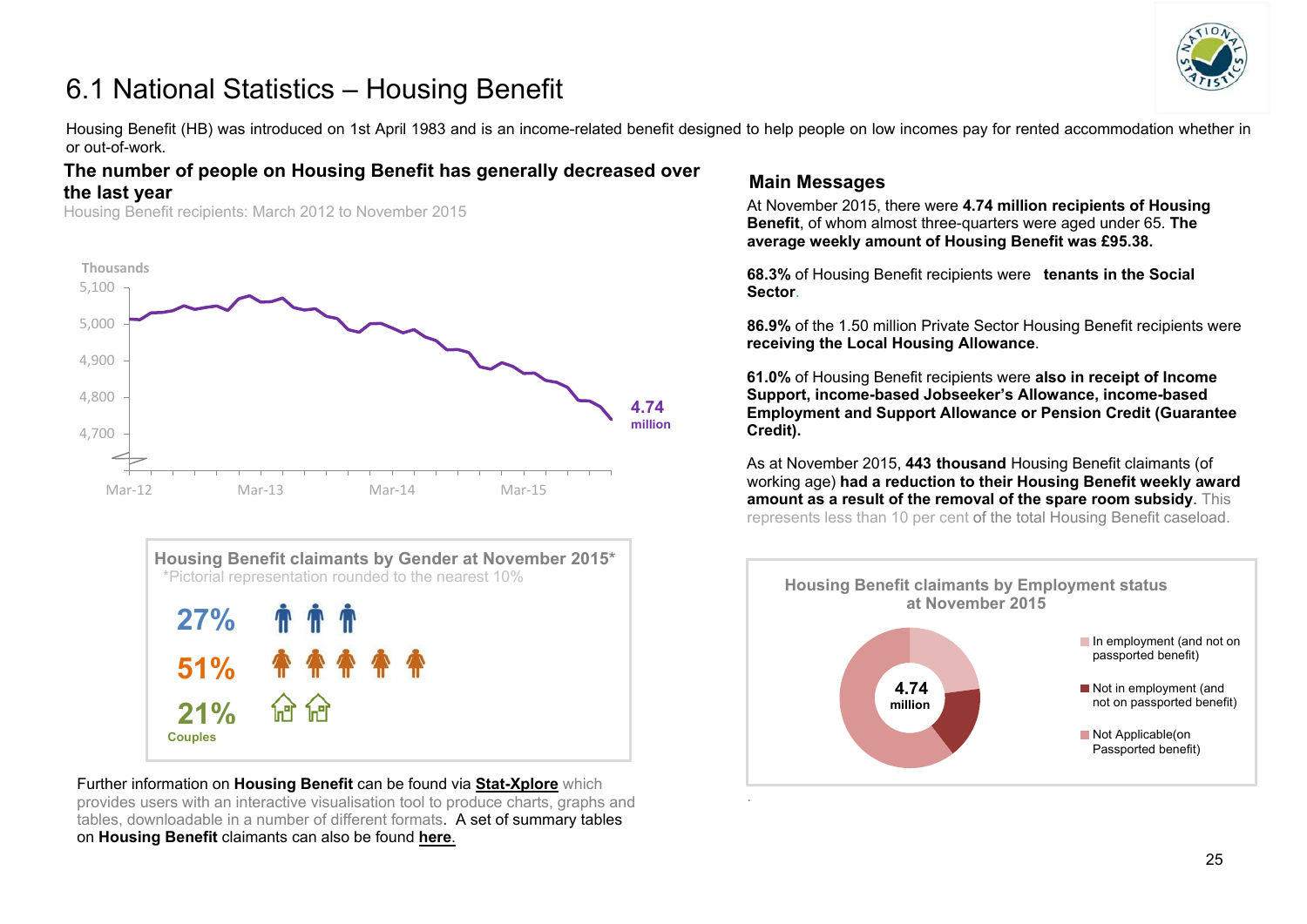# 6.1 National Statistics – Housing Benefit

Housing Benefit (HB) was introduced on 1st April 1983 and is an income-related benefit designed to help people on low incomes pay for rented accommodation whether in or out-of-work.

## The number of people on Housing Benefit has generally decreased over the last year

Housing Benefit recipients: March 2012 to November 2015

Thousands

5,100
5,000
4,900
4,800
4,700

Mar-12 Mar-13 Mar-14 Mar-15

**4.74 million**

### Housing Benefit claimants by Gender at November 2015*

*Pictorial representation rounded to the nearest 10%

**27%**

**51%**

**21%** Couples

Further information on **Housing Benefit** can be found via **Stat-Xplore** which provides users with an interactive visualisation tool to produce charts, graphs and tables, downloadable in a number of different formats. A set of summary tables on **Housing Benefit** claimants can also be found **here**.

## Main Messages

At November 2015, there were **4.74 million recipients of Housing Benefit**, of whom almost three-quarters were aged under 65. **The average weekly amount of Housing Benefit was £95.38.**

**68.3%** of Housing Benefit recipients were **tenants in the Social Sector**.

**86.9%** of the 1.50 million Private Sector Housing Benefit recipients were **receiving the Local Housing Allowance**.

**61.0%** of Housing Benefit recipients were **also in receipt of Income Support, income-based Jobseeker's Allowance, income-based Employment and Support Allowance or Pension Credit (Guarantee Credit).**

As at November 2015, **443 thousand** Housing Benefit claimants (of working age) **had a reduction to their Housing Benefit weekly award amount as a result of the removal of the spare room subsidy**. This represents less than 10 per cent of the total Housing Benefit caseload.

### Housing Benefit claimants by Employment status at November 2015

**4.74 million**

- In employment (and not on passported benefit)
- Not in employment (and not on passported benefit)
- Not Applicable(on Passported benefit)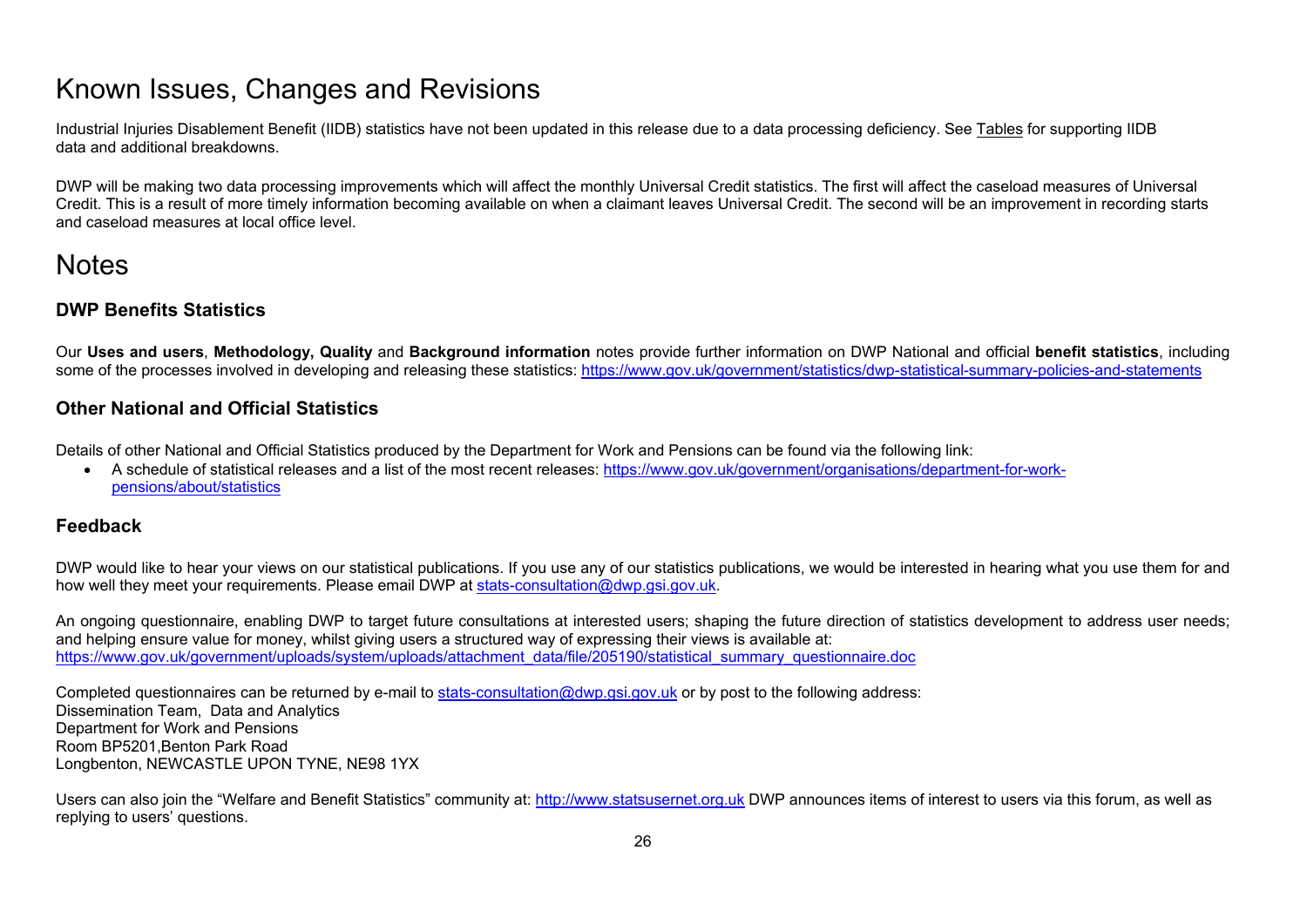# Known Issues, Changes and Revisions

Industrial Injuries Disablement Benefit (IIDB) statistics have not been updated in this release due to a data processing deficiency. See Tables for supporting IIDB data and additional breakdowns.

DWP will be making two data processing improvements which will affect the monthly Universal Credit statistics. The first will affect the caseload measures of Universal Credit. This is a result of more timely information becoming available on when a claimant leaves Universal Credit. The second will be an improvement in recording starts and caseload measures at local office level.

# Notes

### DWP Benefits Statistics

Our **Uses and users**, **Methodology, Quality** and **Background information** notes provide further information on DWP National and official **benefit statistics**, including some of the processes involved in developing and releasing these statistics: https://www.gov.uk/government/statistics/dwp-statistical-summary-policies-and-statements

### Other National and Official Statistics

Details of other National and Official Statistics produced by the Department for Work and Pensions can be found via the following link:

- A schedule of statistical releases and a list of the most recent releases: https://www.gov.uk/government/organisations/department-for-work-pensions/about/statistics

### Feedback

DWP would like to hear your views on our statistical publications. If you use any of our statistics publications, we would be interested in hearing what you use them for and how well they meet your requirements. Please email DWP at stats-consultation@dwp.gsi.gov.uk.

An ongoing questionnaire, enabling DWP to target future consultations at interested users; shaping the future direction of statistics development to address user needs; and helping ensure value for money, whilst giving users a structured way of expressing their views is available at: https://www.gov.uk/government/uploads/system/uploads/attachment_data/file/205190/statistical_summary_questionnaire.doc

Completed questionnaires can be returned by e-mail to stats-consultation@dwp.gsi.gov.uk or by post to the following address:
Dissemination Team, Data and Analytics
Department for Work and Pensions
Room BP5201,Benton Park Road
Longbenton, NEWCASTLE UPON TYNE, NE98 1YX

Users can also join the "Welfare and Benefit Statistics" community at: http://www.statsusernet.org.uk DWP announces items of interest to users via this forum, as well as replying to users' questions.